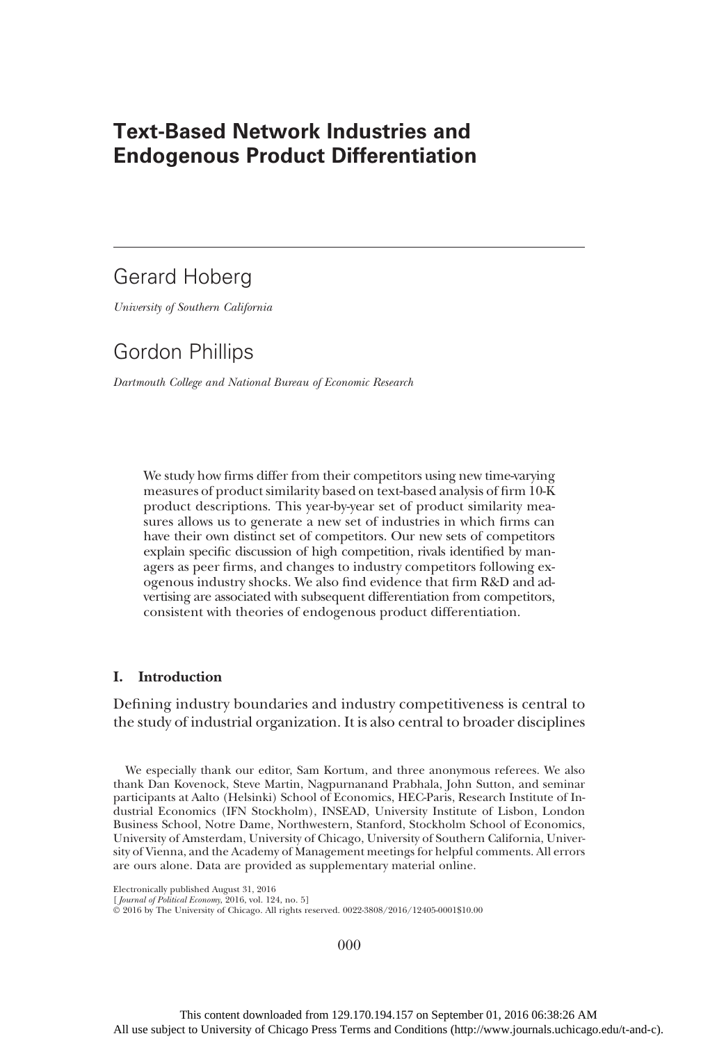# Text-Based Network Industries and Endogenous Product Differentiation

Gerard Hoberg

*University of Southern California*

Gordon Phillips

*Dartmouth College and National Bureau of Economic Research*

We study how firms differ from their competitors using new time-varying measures of product similarity based on text-based analysis of firm 10-K product descriptions. This year-by-year set of product similarity measures allows us to generate a new set of industries in which firms can have their own distinct set of competitors. Our new sets of competitors explain specific discussion of high competition, rivals identified by managers as peer firms, and changes to industry competitors following exogenous industry shocks. We also find evidence that firm R&D and advertising are associated with subsequent differentiation from competitors, consistent with theories of endogenous product differentiation.

## I. Introduction

Defining industry boundaries and industry competitiveness is central to the study of industrial organization. It is also central to broader disciplines

We especially thank our editor, Sam Kortum, and three anonymous referees. We also thank Dan Kovenock, Steve Martin, Nagpurnanand Prabhala, John Sutton, and seminar participants at Aalto (Helsinki) School of Economics, HEC-Paris, Research Institute of Industrial Economics (IFN Stockholm), INSEAD, University Institute of Lisbon, London Business School, Notre Dame, Northwestern, Stanford, Stockholm School of Economics, University of Amsterdam, University of Chicago, University of Southern California, University of Vienna, and the Academy of Management meetings for helpful comments. All errors are ours alone. Data are provided as supplementary material online.

Electronically published August 31, 2016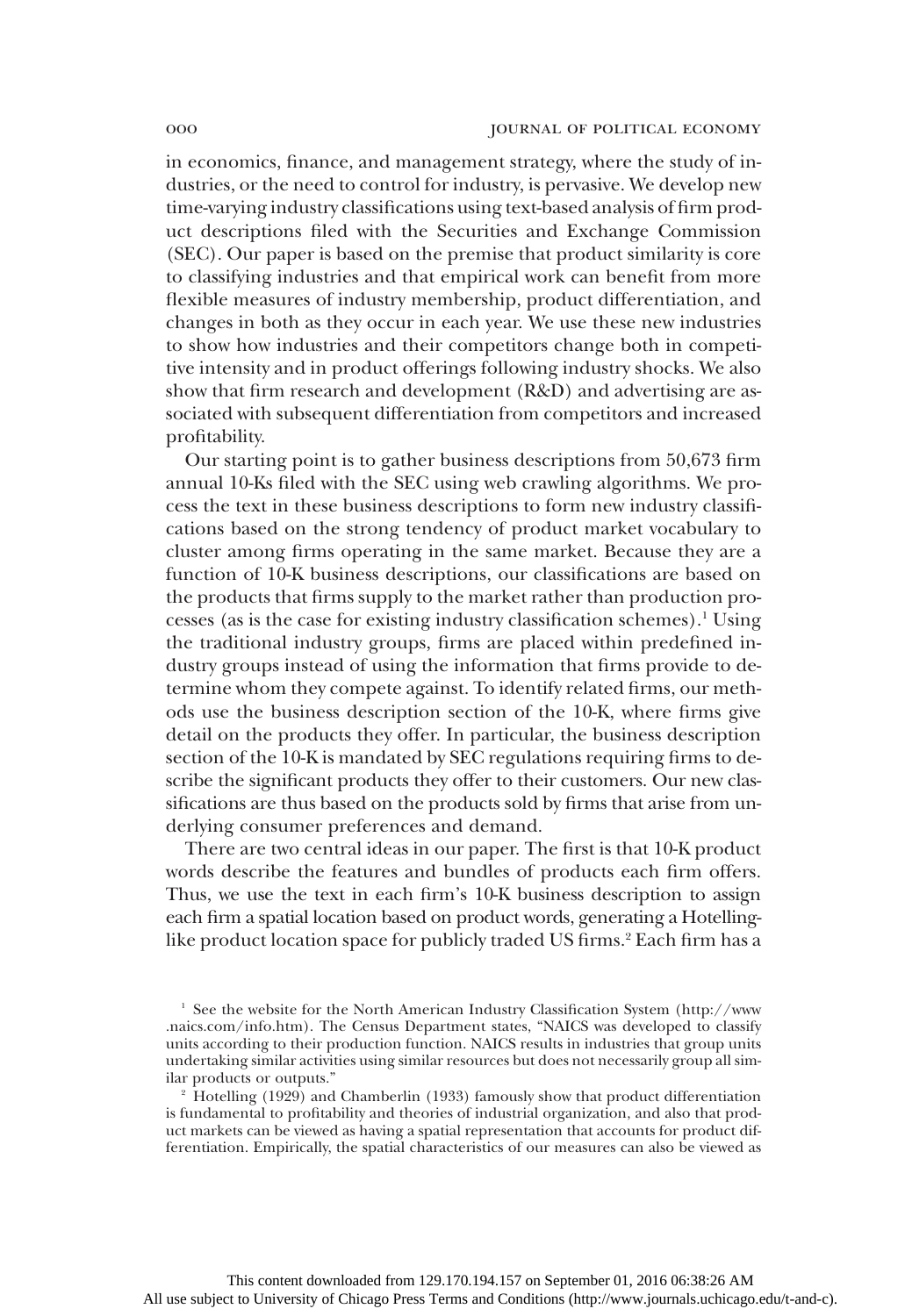in economics, finance, and management strategy, where the study of industries, or the need to control for industry, is pervasive. We develop new time-varying industry classifications using text-based analysis of firm product descriptions filed with the Securities and Exchange Commission (SEC). Our paper is based on the premise that product similarity is core to classifying industries and that empirical work can benefit from more flexible measures of industry membership, product differentiation, and changes in both as they occur in each year. We use these new industries to show how industries and their competitors change both in competitive intensity and in product offerings following industry shocks. We also show that firm research and development (R&D) and advertising are associated with subsequent differentiation from competitors and increased profitability.

Our starting point is to gather business descriptions from 50,673 firm annual 10-Ks filed with the SEC using web crawling algorithms. We process the text in these business descriptions to form new industry classifications based on the strong tendency of product market vocabulary to cluster among firms operating in the same market. Because they are a function of 10-K business descriptions, our classifications are based on the products that firms supply to the market rather than production processes (as is the case for existing industry classification schemes).[1] Using the traditional industry groups, firms are placed within predefined industry groups instead of using the information that firms provide to determine whom they compete against. To identify related firms, our methods use the business description section of the 10-K, where firms give detail on the products they offer. In particular, the business description section of the 10-K is mandated by SEC regulations requiring firms to describe the significant products they offer to their customers. Our new classifications are thus based on the products sold by firms that arise from underlying consumer preferences and demand.

There are two central ideas in our paper. The first is that 10-K product words describe the features and bundles of products each firm offers. Thus, we use the text in each firm's 10-K business description to assign each firm a spatial location based on product words, generating a Hotelling-like product location space for publicly traded US firms.[2] Each firm has a

[1] See the website for the North American Industry Classification System (http://www.naics.com/info.htm). The Census Department states, "NAICS was developed to classify units according to their production function. NAICS results in industries that group units undertaking similar activities using similar resources but does not necessarily group all similar products or outputs."

[2] Hotelling (1929) and Chamberlin (1933) famously show that product differentiation is fundamental to profitability and theories of industrial organization, and also that product markets can be viewed as having a spatial representation that accounts for product differentiation. Empirically, the spatial characteristics of our measures can also be viewed as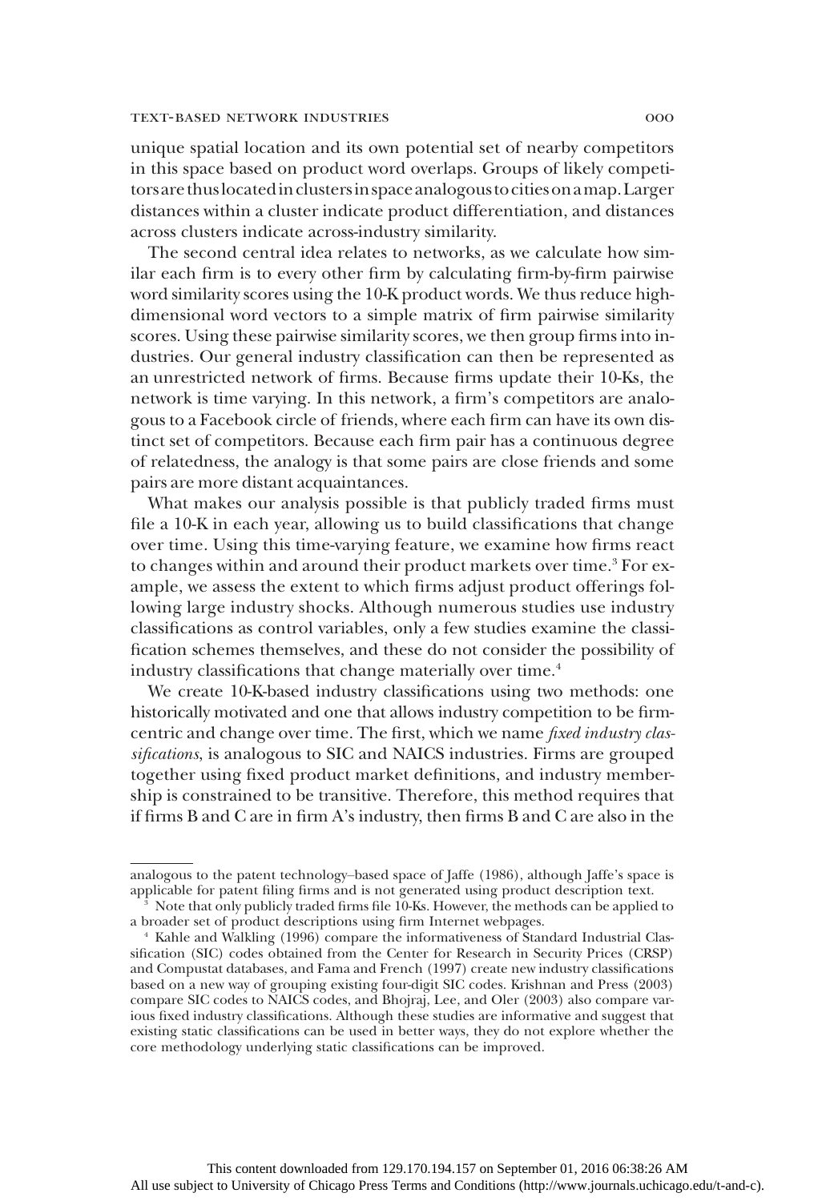unique spatial location and its own potential set of nearby competitors in this space based on product word overlaps. Groups of likely competitors are thus located in clusters in space analogous to cities on a map. Larger distances within a cluster indicate product differentiation, and distances across clusters indicate across-industry similarity.

The second central idea relates to networks, as we calculate how similar each firm is to every other firm by calculating firm-by-firm pairwise word similarity scores using the 10-K product words. We thus reduce high-dimensional word vectors to a simple matrix of firm pairwise similarity scores. Using these pairwise similarity scores, we then group firms into industries. Our general industry classification can then be represented as an unrestricted network of firms. Because firms update their 10-Ks, the network is time varying. In this network, a firm's competitors are analogous to a Facebook circle of friends, where each firm can have its own distinct set of competitors. Because each firm pair has a continuous degree of relatedness, the analogy is that some pairs are close friends and some pairs are more distant acquaintances.

What makes our analysis possible is that publicly traded firms must file a 10-K in each year, allowing us to build classifications that change over time. Using this time-varying feature, we examine how firms react to changes within and around their product markets over time.[3] For example, we assess the extent to which firms adjust product offerings following large industry shocks. Although numerous studies use industry classifications as control variables, only a few studies examine the classification schemes themselves, and these do not consider the possibility of industry classifications that change materially over time.[4]

We create 10-K-based industry classifications using two methods: one historically motivated and one that allows industry competition to be firm-centric and change over time. The first, which we name *fixed industry classifications*, is analogous to SIC and NAICS industries. Firms are grouped together using fixed product market definitions, and industry membership is constrained to be transitive. Therefore, this method requires that if firms B and C are in firm A's industry, then firms B and C are also in the

---

analogous to the patent technology–based space of Jaffe (1986), although Jaffe's space is applicable for patent filing firms and is not generated using product description text.

[3] Note that only publicly traded firms file 10-Ks. However, the methods can be applied to a broader set of product descriptions using firm Internet webpages.

[4] Kahle and Walkling (1996) compare the informativeness of Standard Industrial Classification (SIC) codes obtained from the Center for Research in Security Prices (CRSP) and Compustat databases, and Fama and French (1997) create new industry classifications based on a new way of grouping existing four-digit SIC codes. Krishnan and Press (2003) compare SIC codes to NAICS codes, and Bhojraj, Lee, and Oler (2003) also compare various fixed industry classifications. Although these studies are informative and suggest that existing static classifications can be used in better ways, they do not explore whether the core methodology underlying static classifications can be improved.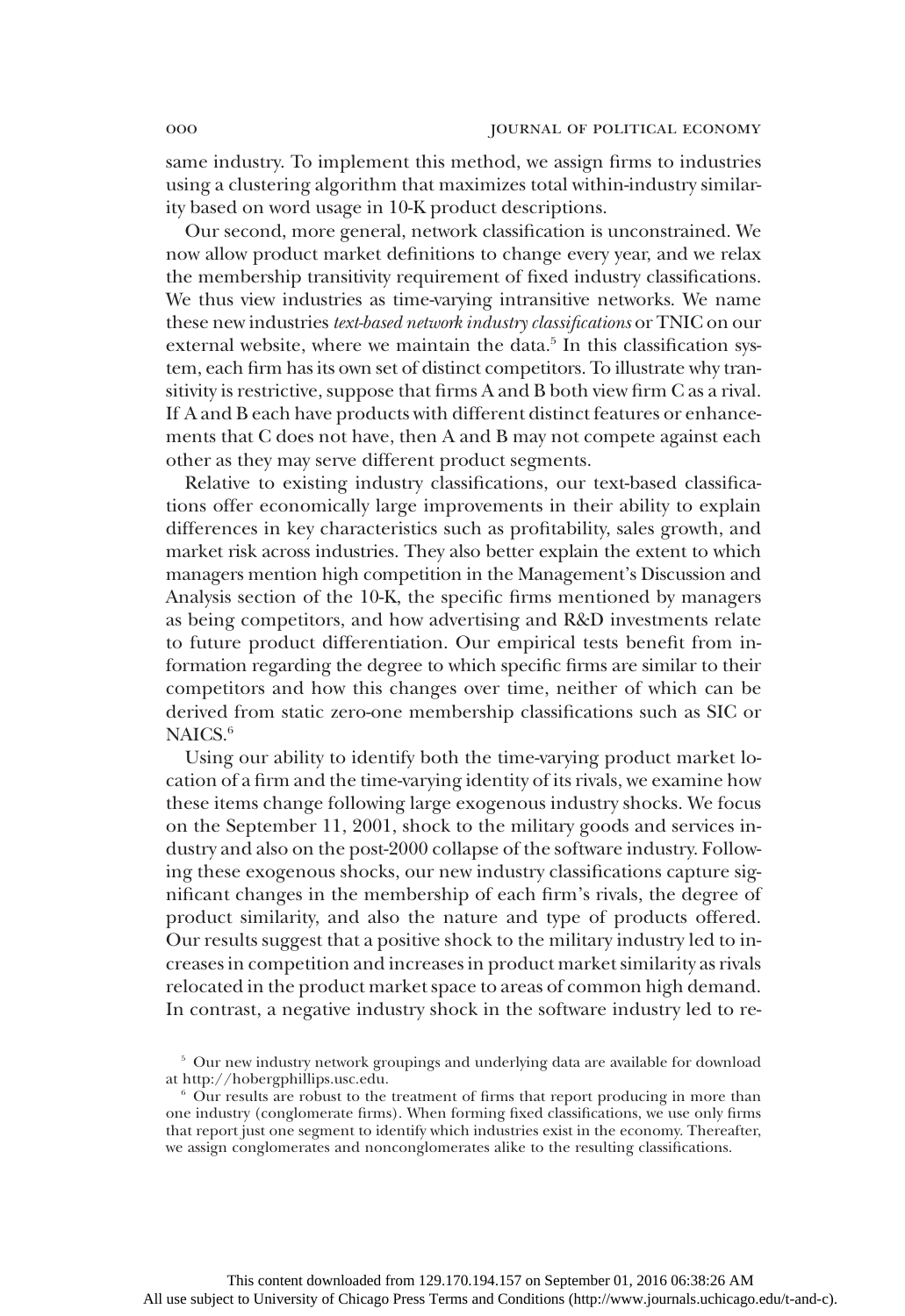same industry. To implement this method, we assign firms to industries using a clustering algorithm that maximizes total within-industry similarity based on word usage in 10-K product descriptions.

Our second, more general, network classification is unconstrained. We now allow product market definitions to change every year, and we relax the membership transitivity requirement of fixed industry classifications. We thus view industries as time-varying intransitive networks. We name these new industries *text-based network industry classifications* or TNIC on our external website, where we maintain the data.[5] In this classification system, each firm has its own set of distinct competitors. To illustrate why transitivity is restrictive, suppose that firms A and B both view firm C as a rival. If A and B each have products with different distinct features or enhancements that C does not have, then A and B may not compete against each other as they may serve different product segments.

Relative to existing industry classifications, our text-based classifications offer economically large improvements in their ability to explain differences in key characteristics such as profitability, sales growth, and market risk across industries. They also better explain the extent to which managers mention high competition in the Management's Discussion and Analysis section of the 10-K, the specific firms mentioned by managers as being competitors, and how advertising and R&D investments relate to future product differentiation. Our empirical tests benefit from information regarding the degree to which specific firms are similar to their competitors and how this changes over time, neither of which can be derived from static zero-one membership classifications such as SIC or NAICS.[6]

Using our ability to identify both the time-varying product market location of a firm and the time-varying identity of its rivals, we examine how these items change following large exogenous industry shocks. We focus on the September 11, 2001, shock to the military goods and services industry and also on the post-2000 collapse of the software industry. Following these exogenous shocks, our new industry classifications capture significant changes in the membership of each firm's rivals, the degree of product similarity, and also the nature and type of products offered. Our results suggest that a positive shock to the military industry led to increases in competition and increases in product market similarity as rivals relocated in the product market space to areas of common high demand. In contrast, a negative industry shock in the software industry led to re-

[5] Our new industry network groupings and underlying data are available for download at http://hobergphillips.usc.edu.

[6] Our results are robust to the treatment of firms that report producing in more than one industry (conglomerate firms). When forming fixed classifications, we use only firms that report just one segment to identify which industries exist in the economy. Thereafter, we assign conglomerates and nonconglomerates alike to the resulting classifications.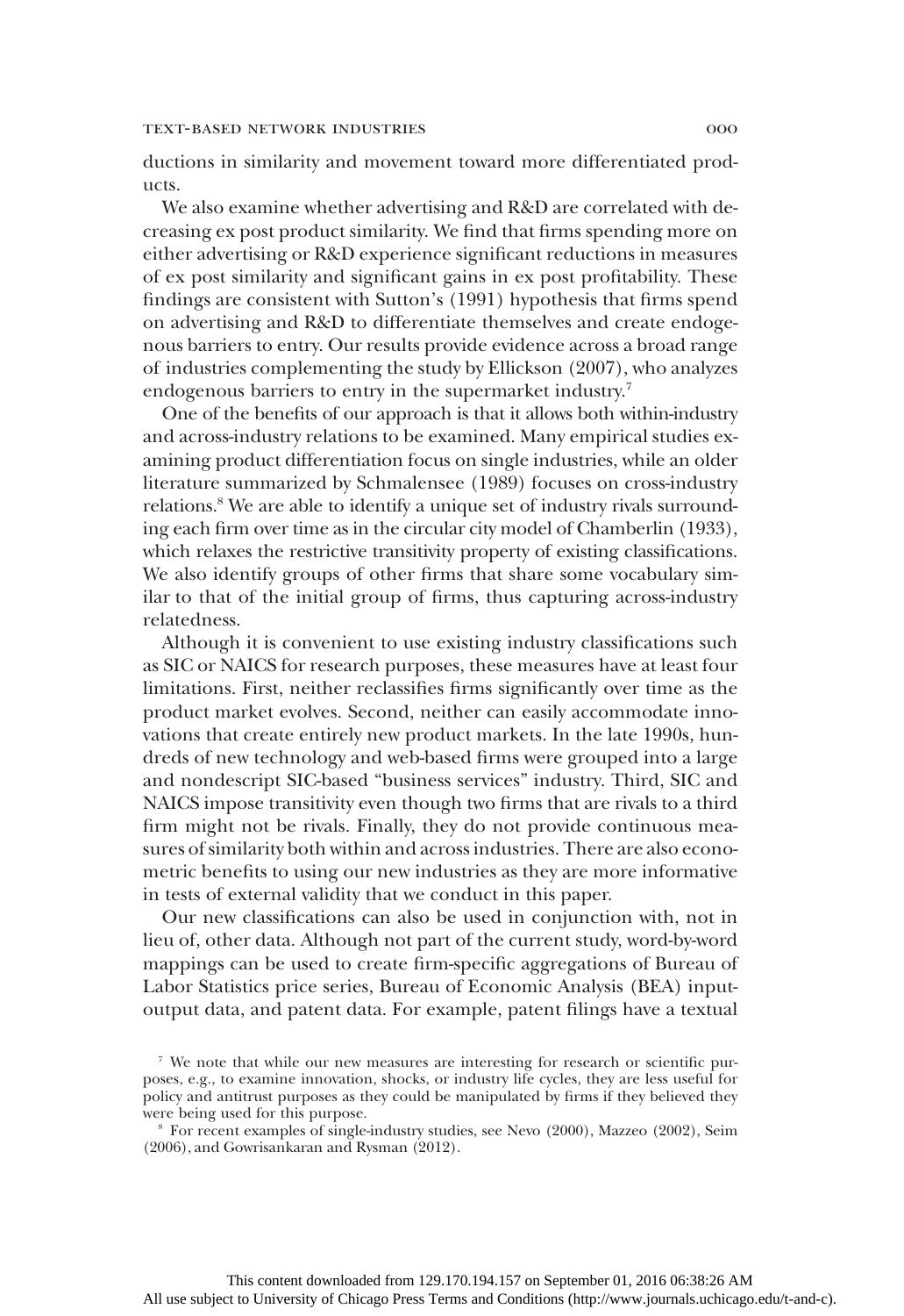ductions in similarity and movement toward more differentiated products.

We also examine whether advertising and R&D are correlated with decreasing ex post product similarity. We find that firms spending more on either advertising or R&D experience significant reductions in measures of ex post similarity and significant gains in ex post profitability. These findings are consistent with Sutton's (1991) hypothesis that firms spend on advertising and R&D to differentiate themselves and create endogenous barriers to entry. Our results provide evidence across a broad range of industries complementing the study by Ellickson (2007), who analyzes endogenous barriers to entry in the supermarket industry.[7]

One of the benefits of our approach is that it allows both within-industry and across-industry relations to be examined. Many empirical studies examining product differentiation focus on single industries, while an older literature summarized by Schmalensee (1989) focuses on cross-industry relations.[8] We are able to identify a unique set of industry rivals surrounding each firm over time as in the circular city model of Chamberlin (1933), which relaxes the restrictive transitivity property of existing classifications. We also identify groups of other firms that share some vocabulary similar to that of the initial group of firms, thus capturing across-industry relatedness.

Although it is convenient to use existing industry classifications such as SIC or NAICS for research purposes, these measures have at least four limitations. First, neither reclassifies firms significantly over time as the product market evolves. Second, neither can easily accommodate innovations that create entirely new product markets. In the late 1990s, hundreds of new technology and web-based firms were grouped into a large and nondescript SIC-based "business services" industry. Third, SIC and NAICS impose transitivity even though two firms that are rivals to a third firm might not be rivals. Finally, they do not provide continuous measures of similarity both within and across industries. There are also econometric benefits to using our new industries as they are more informative in tests of external validity that we conduct in this paper.

Our new classifications can also be used in conjunction with, not in lieu of, other data. Although not part of the current study, word-by-word mappings can be used to create firm-specific aggregations of Bureau of Labor Statistics price series, Bureau of Economic Analysis (BEA) input-output data, and patent data. For example, patent filings have a textual

[7] We note that while our new measures are interesting for research or scientific purposes, e.g., to examine innovation, shocks, or industry life cycles, they are less useful for policy and antitrust purposes as they could be manipulated by firms if they believed they were being used for this purpose.

[8] For recent examples of single-industry studies, see Nevo (2000), Mazzeo (2002), Seim (2006), and Gowrisankaran and Rysman (2012).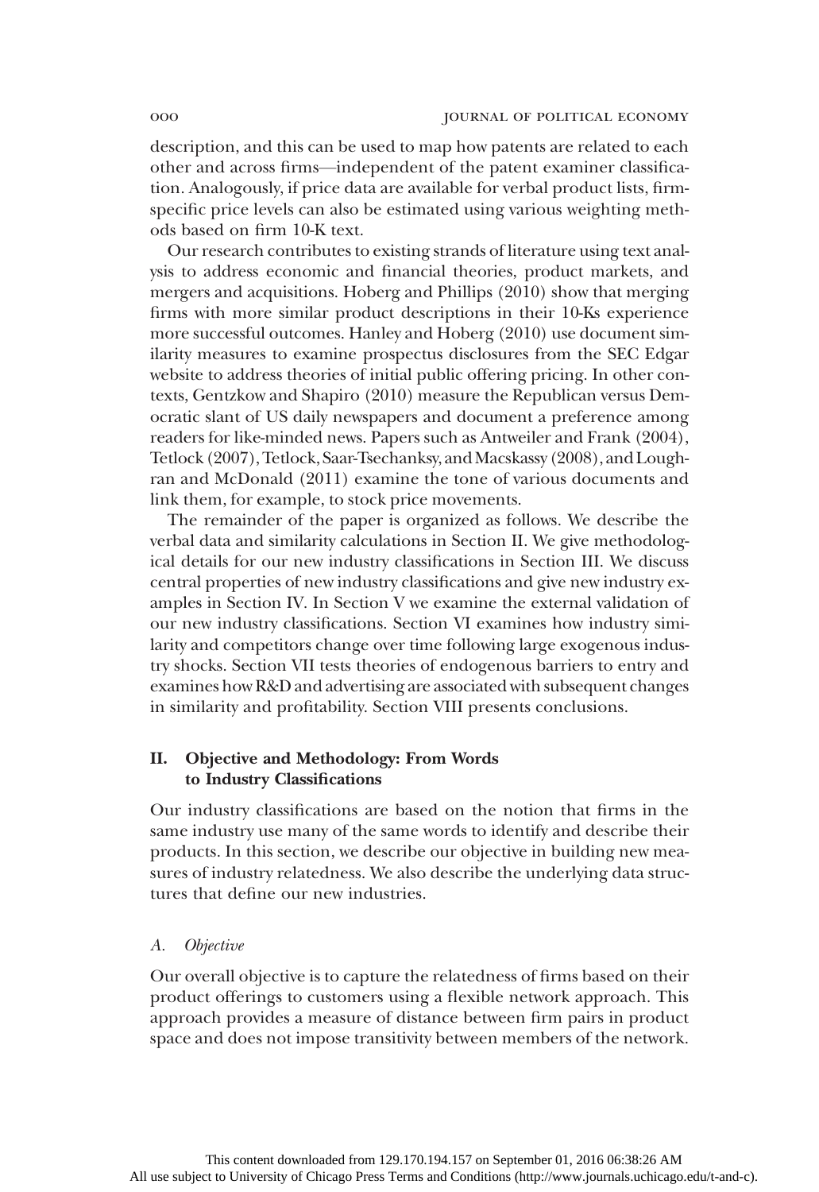description, and this can be used to map how patents are related to each other and across firms—independent of the patent examiner classification. Analogously, if price data are available for verbal product lists, firm-specific price levels can also be estimated using various weighting methods based on firm 10-K text.

Our research contributes to existing strands of literature using text analysis to address economic and financial theories, product markets, and mergers and acquisitions. Hoberg and Phillips (2010) show that merging firms with more similar product descriptions in their 10-Ks experience more successful outcomes. Hanley and Hoberg (2010) use document similarity measures to examine prospectus disclosures from the SEC Edgar website to address theories of initial public offering pricing. In other contexts, Gentzkow and Shapiro (2010) measure the Republican versus Democratic slant of US daily newspapers and document a preference among readers for like-minded news. Papers such as Antweiler and Frank (2004), Tetlock (2007), Tetlock, Saar-Tsechanksy, and Macskassy (2008), and Loughran and McDonald (2011) examine the tone of various documents and link them, for example, to stock price movements.

The remainder of the paper is organized as follows. We describe the verbal data and similarity calculations in Section II. We give methodological details for our new industry classifications in Section III. We discuss central properties of new industry classifications and give new industry examples in Section IV. In Section V we examine the external validation of our new industry classifications. Section VI examines how industry similarity and competitors change over time following large exogenous industry shocks. Section VII tests theories of endogenous barriers to entry and examines how R&D and advertising are associated with subsequent changes in similarity and profitability. Section VIII presents conclusions.

## II. Objective and Methodology: From Words to Industry Classifications

Our industry classifications are based on the notion that firms in the same industry use many of the same words to identify and describe their products. In this section, we describe our objective in building new measures of industry relatedness. We also describe the underlying data structures that define our new industries.

### A. *Objective*

Our overall objective is to capture the relatedness of firms based on their product offerings to customers using a flexible network approach. This approach provides a measure of distance between firm pairs in product space and does not impose transitivity between members of the network.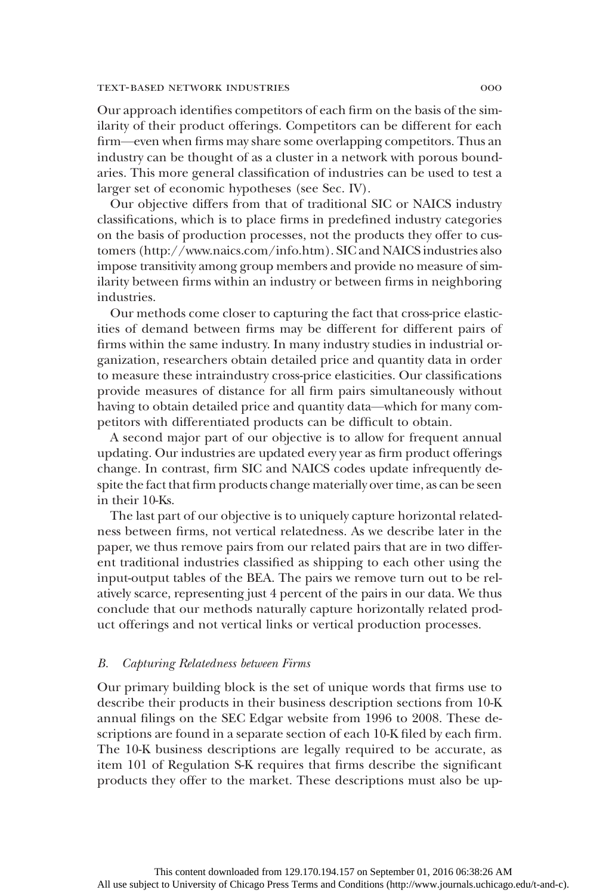Our approach identifies competitors of each firm on the basis of the similarity of their product offerings. Competitors can be different for each firm—even when firms may share some overlapping competitors. Thus an industry can be thought of as a cluster in a network with porous boundaries. This more general classification of industries can be used to test a larger set of economic hypotheses (see Sec. IV).

Our objective differs from that of traditional SIC or NAICS industry classifications, which is to place firms in predefined industry categories on the basis of production processes, not the products they offer to customers (http://www.naics.com/info.htm). SIC and NAICS industries also impose transitivity among group members and provide no measure of similarity between firms within an industry or between firms in neighboring industries.

Our methods come closer to capturing the fact that cross-price elasticities of demand between firms may be different for different pairs of firms within the same industry. In many industry studies in industrial organization, researchers obtain detailed price and quantity data in order to measure these intraindustry cross-price elasticities. Our classifications provide measures of distance for all firm pairs simultaneously without having to obtain detailed price and quantity data—which for many competitors with differentiated products can be difficult to obtain.

A second major part of our objective is to allow for frequent annual updating. Our industries are updated every year as firm product offerings change. In contrast, firm SIC and NAICS codes update infrequently despite the fact that firm products change materially over time, as can be seen in their 10-Ks.

The last part of our objective is to uniquely capture horizontal relatedness between firms, not vertical relatedness. As we describe later in the paper, we thus remove pairs from our related pairs that are in two different traditional industries classified as shipping to each other using the input-output tables of the BEA. The pairs we remove turn out to be relatively scarce, representing just 4 percent of the pairs in our data. We thus conclude that our methods naturally capture horizontally related product offerings and not vertical links or vertical production processes.

### B. *Capturing Relatedness between Firms*

Our primary building block is the set of unique words that firms use to describe their products in their business description sections from 10-K annual filings on the SEC Edgar website from 1996 to 2008. These descriptions are found in a separate section of each 10-K filed by each firm. The 10-K business descriptions are legally required to be accurate, as item 101 of Regulation S-K requires that firms describe the significant products they offer to the market. These descriptions must also be up-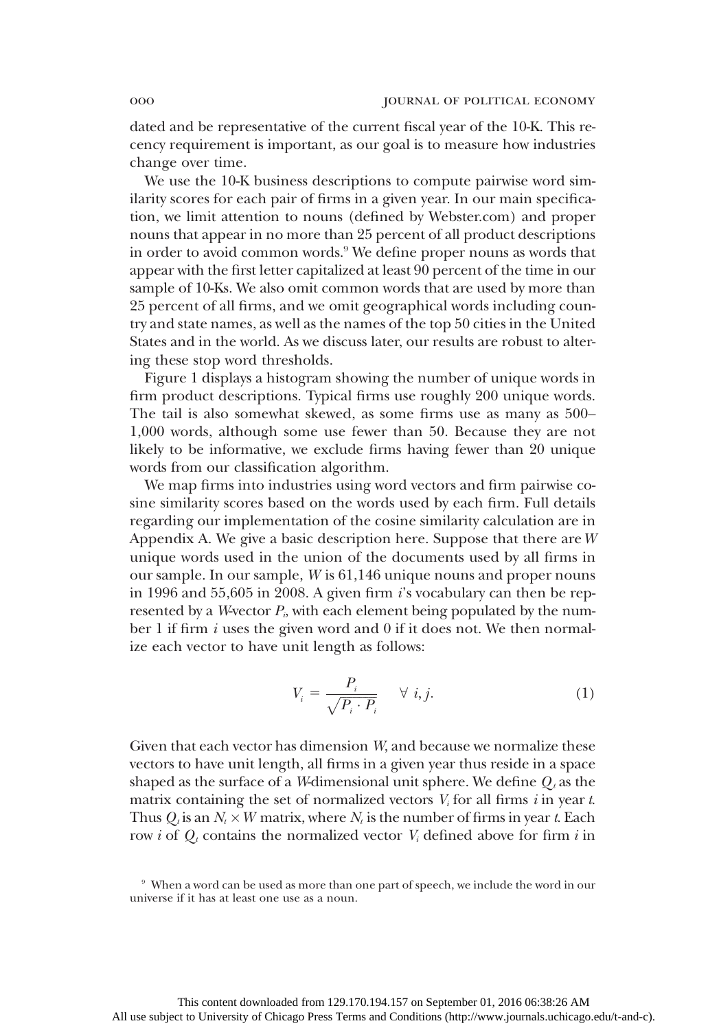dated and be representative of the current fiscal year of the 10-K. This recency requirement is important, as our goal is to measure how industries change over time.

We use the 10-K business descriptions to compute pairwise word similarity scores for each pair of firms in a given year. In our main specification, we limit attention to nouns (defined by Webster.com) and proper nouns that appear in no more than 25 percent of all product descriptions in order to avoid common words.[9] We define proper nouns as words that appear with the first letter capitalized at least 90 percent of the time in our sample of 10-Ks. We also omit common words that are used by more than 25 percent of all firms, and we omit geographical words including country and state names, as well as the names of the top 50 cities in the United States and in the world. As we discuss later, our results are robust to altering these stop word thresholds.

Figure 1 displays a histogram showing the number of unique words in firm product descriptions. Typical firms use roughly 200 unique words. The tail is also somewhat skewed, as some firms use as many as 500–1,000 words, although some use fewer than 50. Because they are not likely to be informative, we exclude firms having fewer than 20 unique words from our classification algorithm.

We map firms into industries using word vectors and firm pairwise cosine similarity scores based on the words used by each firm. Full details regarding our implementation of the cosine similarity calculation are in Appendix A. We give a basic description here. Suppose that there are $W$ unique words used in the union of the documents used by all firms in our sample. In our sample, $W$ is 61,146 unique nouns and proper nouns in 1996 and 55,605 in 2008. A given firm $i$'s vocabulary can then be represented by a $W$-vector $P_i$, with each element being populated by the number 1 if firm $i$ uses the given word and 0 if it does not. We then normalize each vector to have unit length as follows:

$$V_i = \frac{P_i}{\sqrt{P_i \cdot P_i}} \quad \forall\ i, j. \tag{1}$$

Given that each vector has dimension $W$, and because we normalize these vectors to have unit length, all firms in a given year thus reside in a space shaped as the surface of a $W$-dimensional unit sphere. We define $Q_t$ as the matrix containing the set of normalized vectors $V_i$ for all firms $i$ in year $t$. Thus $Q_t$ is an $N_t \times W$ matrix, where $N_t$ is the number of firms in year $t$. Each row $i$ of $Q_t$ contains the normalized vector $V_i$ defined above for firm $i$ in

[9] When a word can be used as more than one part of speech, we include the word in our universe if it has at least one use as a noun.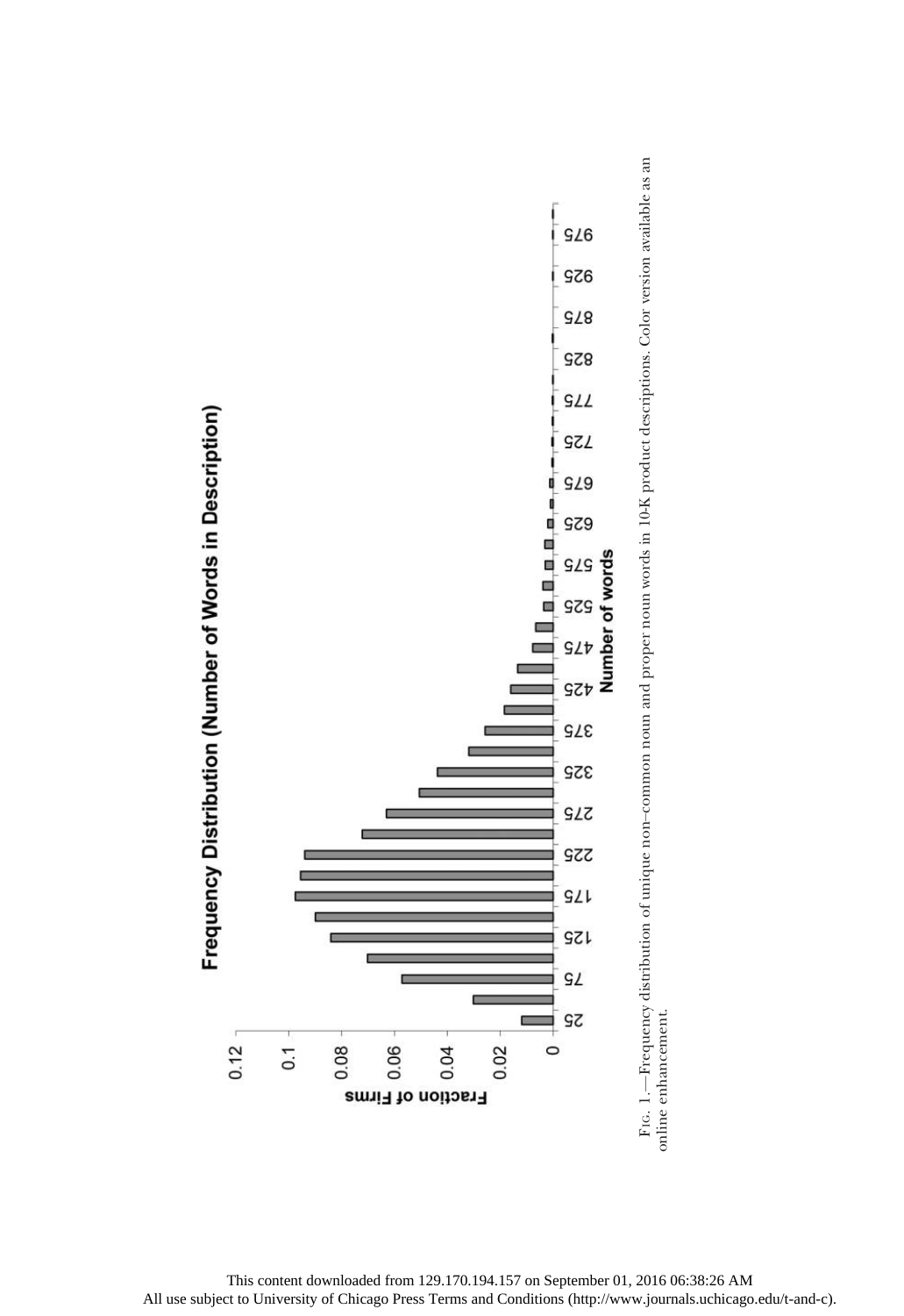Fig. 1.—Frequency distribution of unique non–common noun and proper noun words in 10-K product descriptions. Color version available as an online enhancement.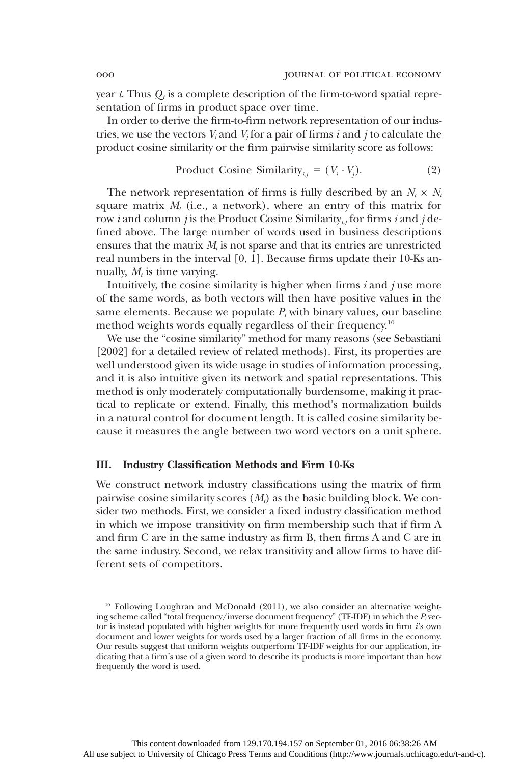year $t$. Thus $Q_t$ is a complete description of the firm-to-word spatial representation of firms in product space over time.

In order to derive the firm-to-firm network representation of our industries, we use the vectors $V_i$ and $V_j$ for a pair of firms $i$ and $j$ to calculate the product cosine similarity or the firm pairwise similarity score as follows:

$$\text{Product Cosine Similarity}_{i,j} = (V_i \cdot V_j). \tag{2}$$

The network representation of firms is fully described by an $N_t \times N_t$ square matrix $M_t$ (i.e., a network), where an entry of this matrix for row $i$ and column $j$ is the Product Cosine Similarity$_{i,j}$ for firms $i$ and $j$ defined above. The large number of words used in business descriptions ensures that the matrix $M_t$ is not sparse and that its entries are unrestricted real numbers in the interval $[0, 1]$. Because firms update their 10-Ks annually, $M_t$ is time varying.

Intuitively, the cosine similarity is higher when firms $i$ and $j$ use more of the same words, as both vectors will then have positive values in the same elements. Because we populate $P_i$ with binary values, our baseline method weights words equally regardless of their frequency.[10]

We use the "cosine similarity" method for many reasons (see Sebastiani [2002] for a detailed review of related methods). First, its properties are well understood given its wide usage in studies of information processing, and it is also intuitive given its network and spatial representations. This method is only moderately computationally burdensome, making it practical to replicate or extend. Finally, this method's normalization builds in a natural control for document length. It is called cosine similarity because it measures the angle between two word vectors on a unit sphere.

## III. Industry Classification Methods and Firm 10-Ks

We construct network industry classifications using the matrix of firm pairwise cosine similarity scores ($M_t$) as the basic building block. We consider two methods. First, we consider a fixed industry classification method in which we impose transitivity on firm membership such that if firm A and firm C are in the same industry as firm B, then firms A and C are in the same industry. Second, we relax transitivity and allow firms to have different sets of competitors.

[10] Following Loughran and McDonald (2011), we also consider an alternative weighting scheme called "total frequency/inverse document frequency" (TF-IDF) in which the $P_i$ vector is instead populated with higher weights for more frequently used words in firm $i$'s own document and lower weights for words used by a larger fraction of all firms in the economy. Our results suggest that uniform weights outperform TF-IDF weights for our application, indicating that a firm's use of a given word to describe its products is more important than how frequently the word is used.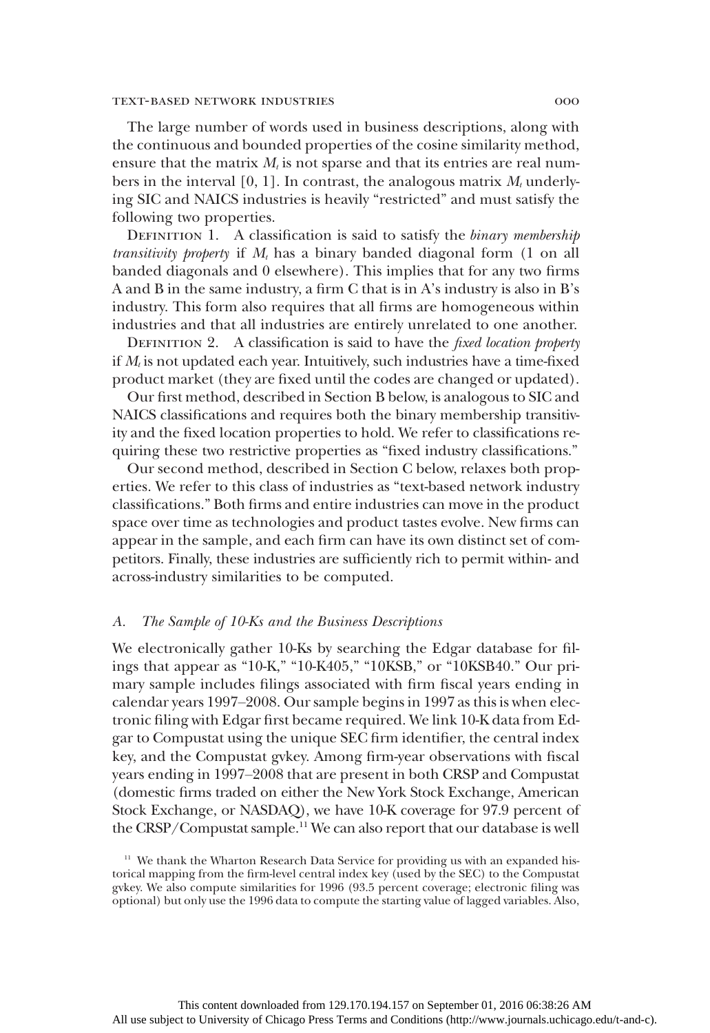The large number of words used in business descriptions, along with the continuous and bounded properties of the cosine similarity method, ensure that the matrix $M_t$ is not sparse and that its entries are real numbers in the interval [0, 1]. In contrast, the analogous matrix $M_t$ underlying SIC and NAICS industries is heavily "restricted" and must satisfy the following two properties.

Definition 1. A classification is said to satisfy the *binary membership transitivity property* if $M_t$ has a binary banded diagonal form (1 on all banded diagonals and 0 elsewhere). This implies that for any two firms A and B in the same industry, a firm C that is in A's industry is also in B's industry. This form also requires that all firms are homogeneous within industries and that all industries are entirely unrelated to one another.

Definition 2. A classification is said to have the *fixed location property* if $M_t$ is not updated each year. Intuitively, such industries have a time-fixed product market (they are fixed until the codes are changed or updated).

Our first method, described in Section B below, is analogous to SIC and NAICS classifications and requires both the binary membership transitivity and the fixed location properties to hold. We refer to classifications requiring these two restrictive properties as "fixed industry classifications."

Our second method, described in Section C below, relaxes both properties. We refer to this class of industries as "text-based network industry classifications." Both firms and entire industries can move in the product space over time as technologies and product tastes evolve. New firms can appear in the sample, and each firm can have its own distinct set of competitors. Finally, these industries are sufficiently rich to permit within- and across-industry similarities to be computed.

### A. The Sample of 10-Ks and the Business Descriptions

We electronically gather 10-Ks by searching the Edgar database for filings that appear as "10-K," "10-K405," "10KSB," or "10KSB40." Our primary sample includes filings associated with firm fiscal years ending in calendar years 1997–2008. Our sample begins in 1997 as this is when electronic filing with Edgar first became required. We link 10-K data from Edgar to Compustat using the unique SEC firm identifier, the central index key, and the Compustat gvkey. Among firm-year observations with fiscal years ending in 1997–2008 that are present in both CRSP and Compustat (domestic firms traded on either the New York Stock Exchange, American Stock Exchange, or NASDAQ), we have 10-K coverage for 97.9 percent of the CRSP/Compustat sample.[11] We can also report that our database is well

[11] We thank the Wharton Research Data Service for providing us with an expanded historical mapping from the firm-level central index key (used by the SEC) to the Compustat gvkey. We also compute similarities for 1996 (93.5 percent coverage; electronic filing was optional) but only use the 1996 data to compute the starting value of lagged variables. Also,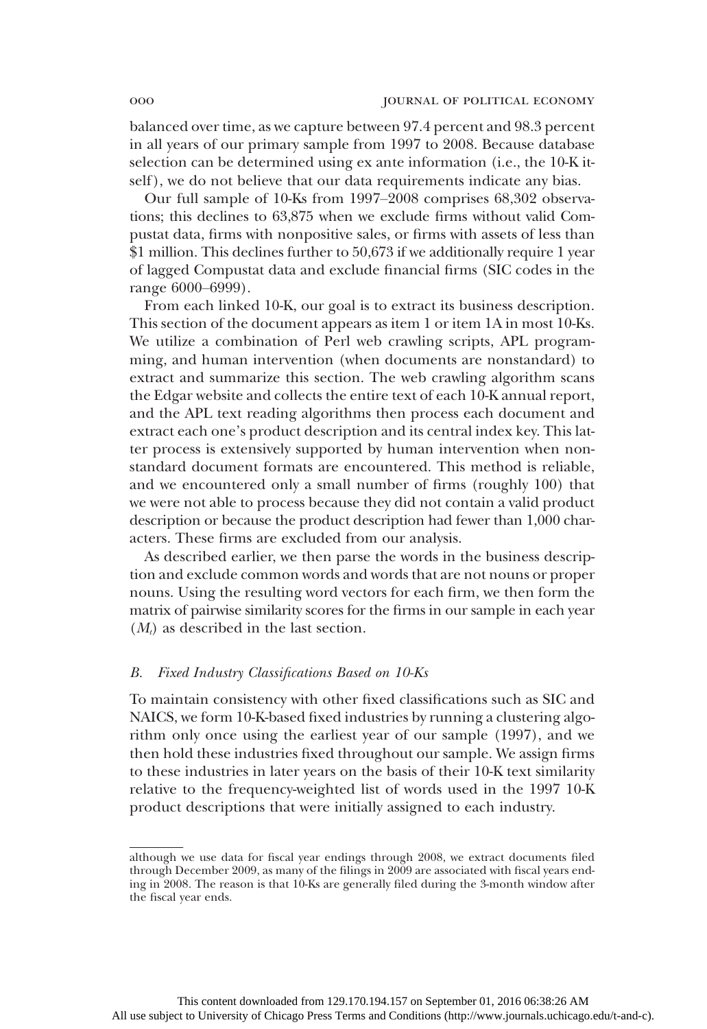balanced over time, as we capture between 97.4 percent and 98.3 percent in all years of our primary sample from 1997 to 2008. Because database selection can be determined using ex ante information (i.e., the 10-K itself), we do not believe that our data requirements indicate any bias.

Our full sample of 10-Ks from 1997–2008 comprises 68,302 observations; this declines to 63,875 when we exclude firms without valid Compustat data, firms with nonpositive sales, or firms with assets of less than \$1 million. This declines further to 50,673 if we additionally require 1 year of lagged Compustat data and exclude financial firms (SIC codes in the range 6000–6999).

From each linked 10-K, our goal is to extract its business description. This section of the document appears as item 1 or item 1A in most 10-Ks. We utilize a combination of Perl web crawling scripts, APL programming, and human intervention (when documents are nonstandard) to extract and summarize this section. The web crawling algorithm scans the Edgar website and collects the entire text of each 10-K annual report, and the APL text reading algorithms then process each document and extract each one's product description and its central index key. This latter process is extensively supported by human intervention when nonstandard document formats are encountered. This method is reliable, and we encountered only a small number of firms (roughly 100) that we were not able to process because they did not contain a valid product description or because the product description had fewer than 1,000 characters. These firms are excluded from our analysis.

As described earlier, we then parse the words in the business description and exclude common words and words that are not nouns or proper nouns. Using the resulting word vectors for each firm, we then form the matrix of pairwise similarity scores for the firms in our sample in each year ($M_t$) as described in the last section.

### *B. Fixed Industry Classifications Based on 10-Ks*

To maintain consistency with other fixed classifications such as SIC and NAICS, we form 10-K-based fixed industries by running a clustering algorithm only once using the earliest year of our sample (1997), and we then hold these industries fixed throughout our sample. We assign firms to these industries in later years on the basis of their 10-K text similarity relative to the frequency-weighted list of words used in the 1997 10-K product descriptions that were initially assigned to each industry.

---

although we use data for fiscal year endings through 2008, we extract documents filed through December 2009, as many of the filings in 2009 are associated with fiscal years ending in 2008. The reason is that 10-Ks are generally filed during the 3-month window after the fiscal year ends.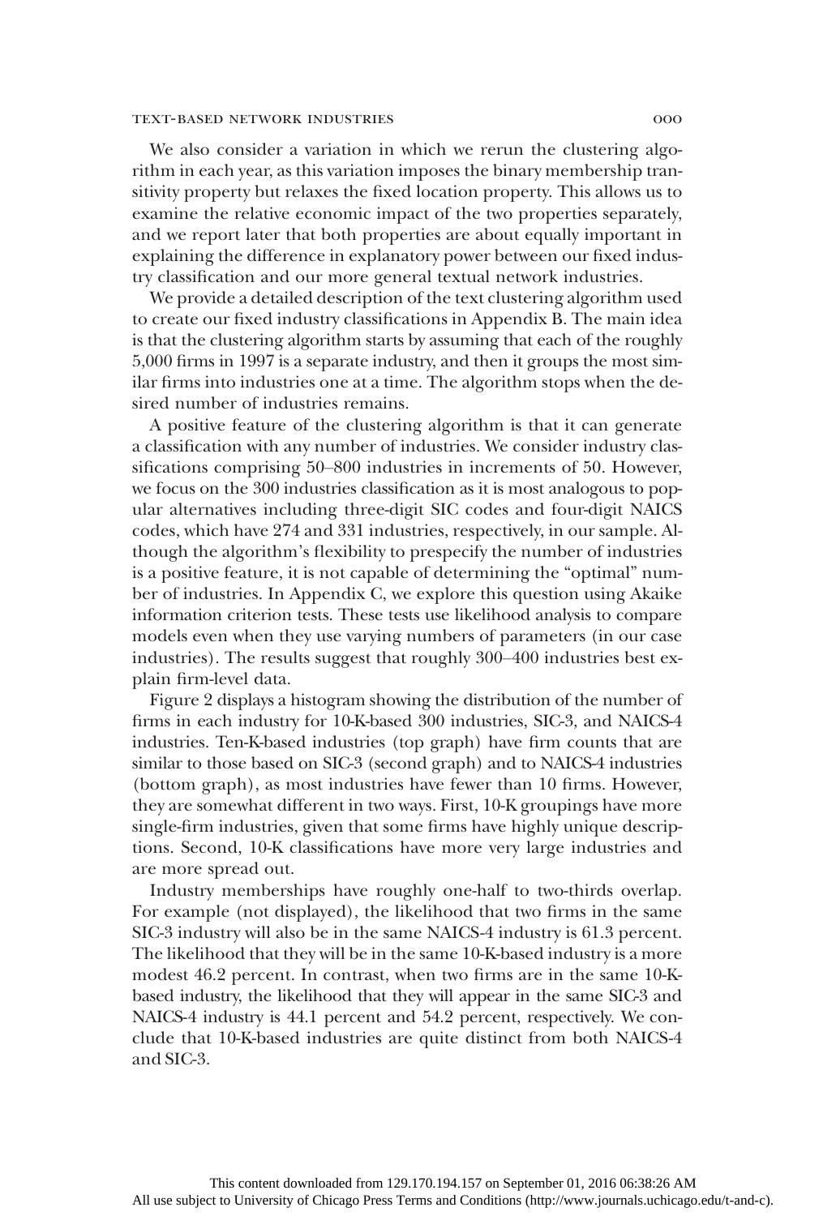We also consider a variation in which we rerun the clustering algorithm in each year, as this variation imposes the binary membership transitivity property but relaxes the fixed location property. This allows us to examine the relative economic impact of the two properties separately, and we report later that both properties are about equally important in explaining the difference in explanatory power between our fixed industry classification and our more general textual network industries.

We provide a detailed description of the text clustering algorithm used to create our fixed industry classifications in Appendix B. The main idea is that the clustering algorithm starts by assuming that each of the roughly 5,000 firms in 1997 is a separate industry, and then it groups the most similar firms into industries one at a time. The algorithm stops when the desired number of industries remains.

A positive feature of the clustering algorithm is that it can generate a classification with any number of industries. We consider industry classifications comprising 50–800 industries in increments of 50. However, we focus on the 300 industries classification as it is most analogous to popular alternatives including three-digit SIC codes and four-digit NAICS codes, which have 274 and 331 industries, respectively, in our sample. Although the algorithm's flexibility to prespecify the number of industries is a positive feature, it is not capable of determining the "optimal" number of industries. In Appendix C, we explore this question using Akaike information criterion tests. These tests use likelihood analysis to compare models even when they use varying numbers of parameters (in our case industries). The results suggest that roughly 300–400 industries best explain firm-level data.

Figure 2 displays a histogram showing the distribution of the number of firms in each industry for 10-K-based 300 industries, SIC-3, and NAICS-4 industries. Ten-K-based industries (top graph) have firm counts that are similar to those based on SIC-3 (second graph) and to NAICS-4 industries (bottom graph), as most industries have fewer than 10 firms. However, they are somewhat different in two ways. First, 10-K groupings have more single-firm industries, given that some firms have highly unique descriptions. Second, 10-K classifications have more very large industries and are more spread out.

Industry memberships have roughly one-half to two-thirds overlap. For example (not displayed), the likelihood that two firms in the same SIC-3 industry will also be in the same NAICS-4 industry is 61.3 percent. The likelihood that they will be in the same 10-K-based industry is a more modest 46.2 percent. In contrast, when two firms are in the same 10-K-based industry, the likelihood that they will appear in the same SIC-3 and NAICS-4 industry is 44.1 percent and 54.2 percent, respectively. We conclude that 10-K-based industries are quite distinct from both NAICS-4 and SIC-3.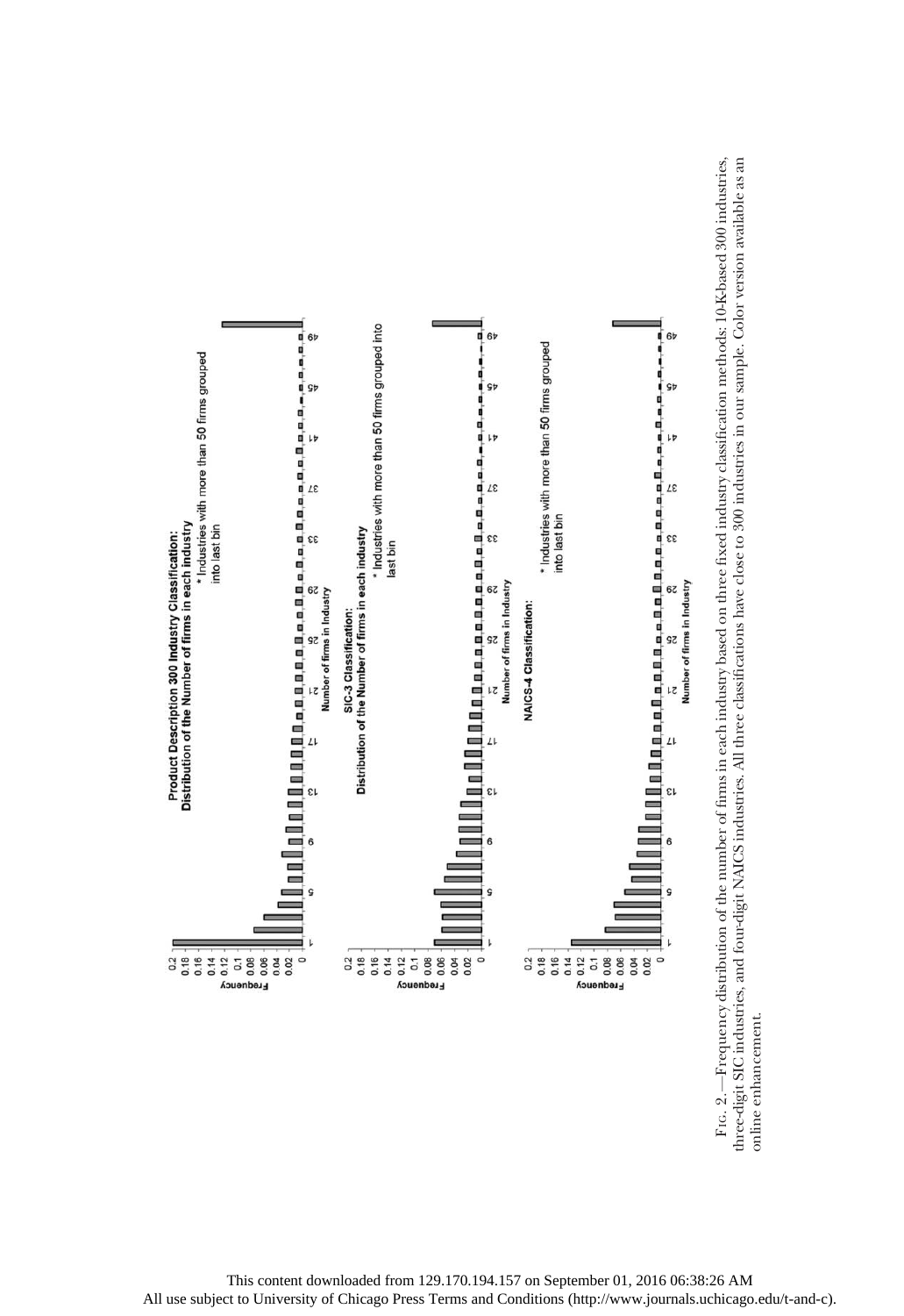Product Description 300 Industry Classification:
Distribution of the Number of firms in each industry

* Industries with more than 50 firms grouped into last bin

SIC-3 Classification:
Distribution of the Number of firms in each industry

* Industries with more than 50 firms grouped into last bin

NAICS-4 Classification:

* Industries with more than 50 firms grouped into last bin

Fig. 2.—Frequency distribution of the number of firms in each industry based on three fixed industry classification methods: 10-K-based 300 industries, three-digit SIC industries, and four-digit NAICS industries. All three classifications have close to 300 industries in our sample. Color version available as an online enhancement.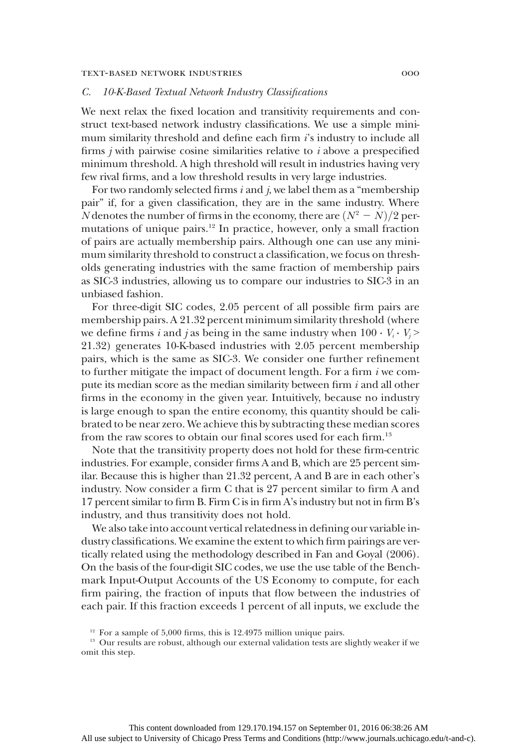### C. 10-K-Based Textual Network Industry Classifications

We next relax the fixed location and transitivity requirements and construct text-based network industry classifications. We use a simple minimum similarity threshold and define each firm $i$'s industry to include all firms $j$ with pairwise cosine similarities relative to $i$ above a prespecified minimum threshold. A high threshold will result in industries having very few rival firms, and a low threshold results in very large industries.

For two randomly selected firms $i$ and $j$, we label them as a "membership pair" if, for a given classification, they are in the same industry. Where $N$ denotes the number of firms in the economy, there are $(N^2 - N)/2$ permutations of unique pairs.[12] In practice, however, only a small fraction of pairs are actually membership pairs. Although one can use any minimum similarity threshold to construct a classification, we focus on thresholds generating industries with the same fraction of membership pairs as SIC-3 industries, allowing us to compare our industries to SIC-3 in an unbiased fashion.

For three-digit SIC codes, 2.05 percent of all possible firm pairs are membership pairs. A 21.32 percent minimum similarity threshold (where we define firms $i$ and $j$ as being in the same industry when $100 \cdot V_i \cdot V_j > 21.32$) generates 10-K-based industries with 2.05 percent membership pairs, which is the same as SIC-3. We consider one further refinement to further mitigate the impact of document length. For a firm $i$ we compute its median score as the median similarity between firm $i$ and all other firms in the economy in the given year. Intuitively, because no industry is large enough to span the entire economy, this quantity should be calibrated to be near zero. We achieve this by subtracting these median scores from the raw scores to obtain our final scores used for each firm.[13]

Note that the transitivity property does not hold for these firm-centric industries. For example, consider firms A and B, which are 25 percent similar. Because this is higher than 21.32 percent, A and B are in each other's industry. Now consider a firm C that is 27 percent similar to firm A and 17 percent similar to firm B. Firm C is in firm A's industry but not in firm B's industry, and thus transitivity does not hold.

We also take into account vertical relatedness in defining our variable industry classifications. We examine the extent to which firm pairings are vertically related using the methodology described in Fan and Goyal (2006). On the basis of the four-digit SIC codes, we use the use table of the Benchmark Input-Output Accounts of the US Economy to compute, for each firm pairing, the fraction of inputs that flow between the industries of each pair. If this fraction exceeds 1 percent of all inputs, we exclude the

[12] For a sample of 5,000 firms, this is 12.4975 million unique pairs.

[13] Our results are robust, although our external validation tests are slightly weaker if we omit this step.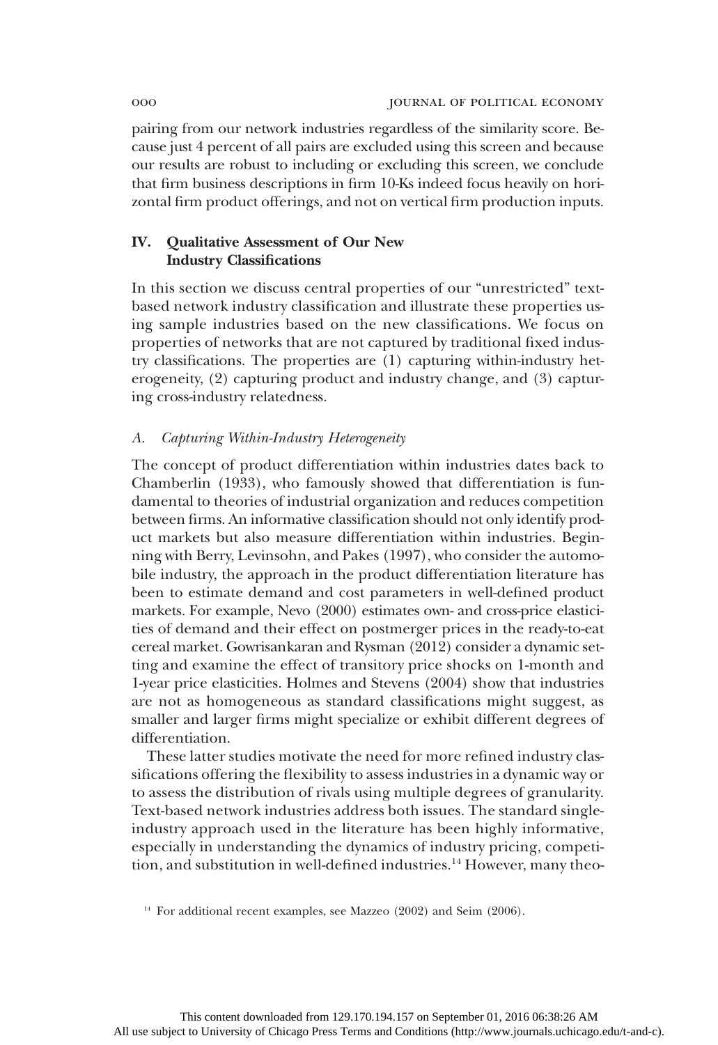pairing from our network industries regardless of the similarity score. Because just 4 percent of all pairs are excluded using this screen and because our results are robust to including or excluding this screen, we conclude that firm business descriptions in firm 10-Ks indeed focus heavily on horizontal firm product offerings, and not on vertical firm production inputs.

## IV. Qualitative Assessment of Our New Industry Classifications

In this section we discuss central properties of our "unrestricted" text-based network industry classification and illustrate these properties using sample industries based on the new classifications. We focus on properties of networks that are not captured by traditional fixed industry classifications. The properties are (1) capturing within-industry heterogeneity, (2) capturing product and industry change, and (3) capturing cross-industry relatedness.

### *A. Capturing Within-Industry Heterogeneity*

The concept of product differentiation within industries dates back to Chamberlin (1933), who famously showed that differentiation is fundamental to theories of industrial organization and reduces competition between firms. An informative classification should not only identify product markets but also measure differentiation within industries. Beginning with Berry, Levinsohn, and Pakes (1997), who consider the automobile industry, the approach in the product differentiation literature has been to estimate demand and cost parameters in well-defined product markets. For example, Nevo (2000) estimates own- and cross-price elasticities of demand and their effect on postmerger prices in the ready-to-eat cereal market. Gowrisankaran and Rysman (2012) consider a dynamic setting and examine the effect of transitory price shocks on 1-month and 1-year price elasticities. Holmes and Stevens (2004) show that industries are not as homogeneous as standard classifications might suggest, as smaller and larger firms might specialize or exhibit different degrees of differentiation.

These latter studies motivate the need for more refined industry classifications offering the flexibility to assess industries in a dynamic way or to assess the distribution of rivals using multiple degrees of granularity. Text-based network industries address both issues. The standard single-industry approach used in the literature has been highly informative, especially in understanding the dynamics of industry pricing, competition, and substitution in well-defined industries.[14] However, many theo-

[14] For additional recent examples, see Mazzeo (2002) and Seim (2006).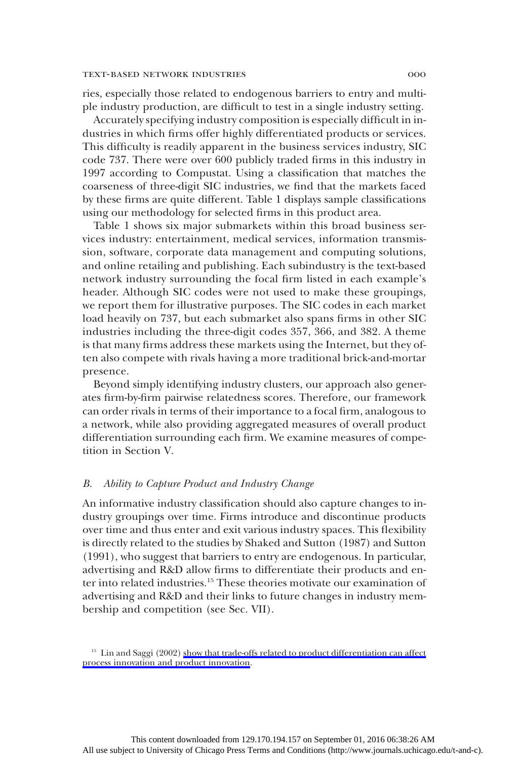ries, especially those related to endogenous barriers to entry and multiple industry production, are difficult to test in a single industry setting.

Accurately specifying industry composition is especially difficult in industries in which firms offer highly differentiated products or services. This difficulty is readily apparent in the business services industry, SIC code 737. There were over 600 publicly traded firms in this industry in 1997 according to Compustat. Using a classification that matches the coarseness of three-digit SIC industries, we find that the markets faced by these firms are quite different. Table 1 displays sample classifications using our methodology for selected firms in this product area.

Table 1 shows six major submarkets within this broad business services industry: entertainment, medical services, information transmission, software, corporate data management and computing solutions, and online retailing and publishing. Each subindustry is the text-based network industry surrounding the focal firm listed in each example's header. Although SIC codes were not used to make these groupings, we report them for illustrative purposes. The SIC codes in each market load heavily on 737, but each submarket also spans firms in other SIC industries including the three-digit codes 357, 366, and 382. A theme is that many firms address these markets using the Internet, but they often also compete with rivals having a more traditional brick-and-mortar presence.

Beyond simply identifying industry clusters, our approach also generates firm-by-firm pairwise relatedness scores. Therefore, our framework can order rivals in terms of their importance to a focal firm, analogous to a network, while also providing aggregated measures of overall product differentiation surrounding each firm. We examine measures of competition in Section V.

### *B. Ability to Capture Product and Industry Change*

An informative industry classification should also capture changes to industry groupings over time. Firms introduce and discontinue products over time and thus enter and exit various industry spaces. This flexibility is directly related to the studies by Shaked and Sutton (1987) and Sutton (1991), who suggest that barriers to entry are endogenous. In particular, advertising and R&D allow firms to differentiate their products and enter into related industries.[15] These theories motivate our examination of advertising and R&D and their links to future changes in industry membership and competition (see Sec. VII).

[15] Lin and Saggi (2002) show that trade-offs related to product differentiation can affect process innovation and product innovation.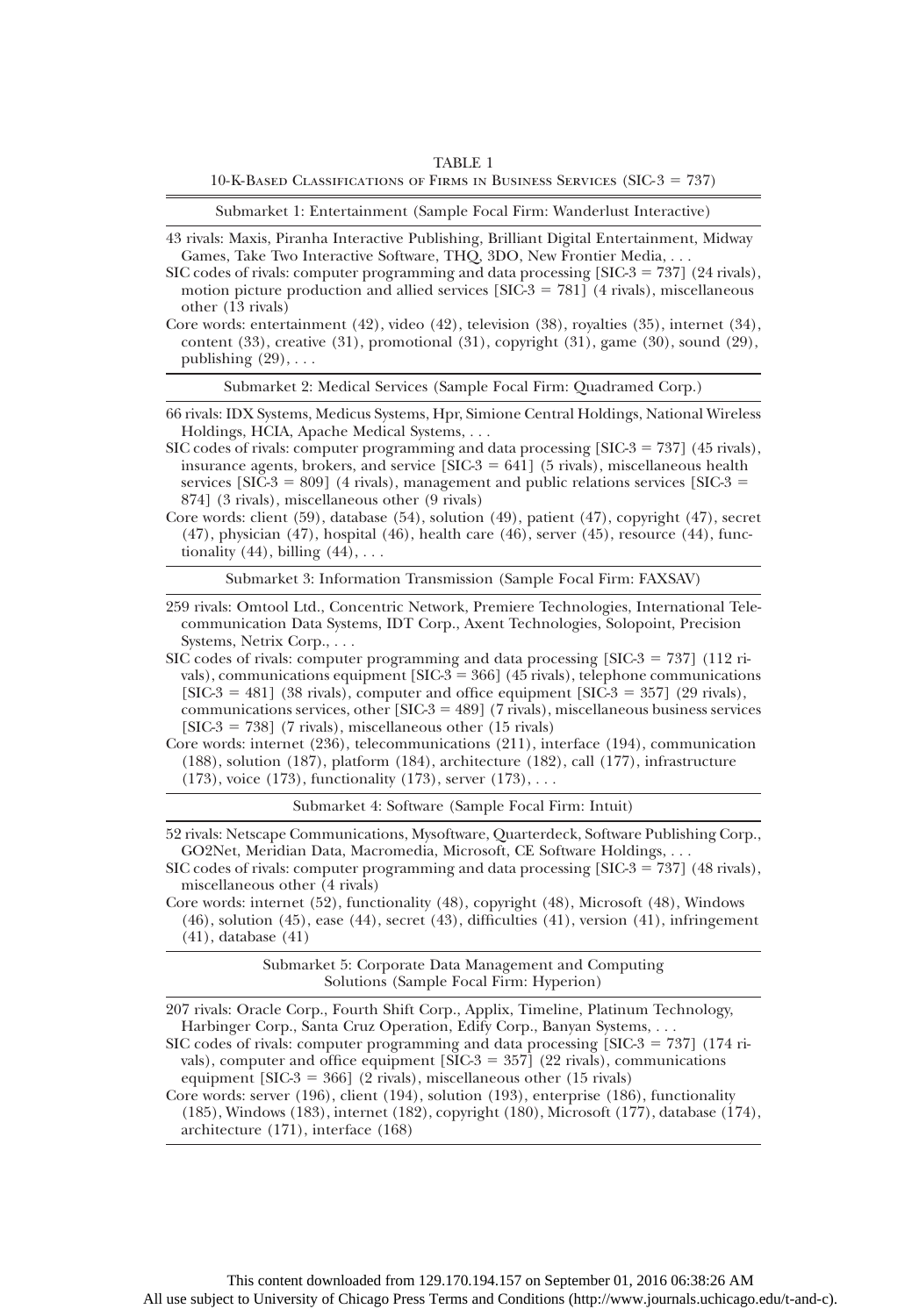TABLE 1

10-K-Based Classifications of Firms in Business Services (SIC-3 = 737)

**Submarket 1: Entertainment (Sample Focal Firm: Wanderlust Interactive)**

43 rivals: Maxis, Piranha Interactive Publishing, Brilliant Digital Entertainment, Midway Games, Take Two Interactive Software, THQ, 3DO, New Frontier Media, . . .

SIC codes of rivals: computer programming and data processing [SIC-3 = 737] (24 rivals), motion picture production and allied services [SIC-3 = 781] (4 rivals), miscellaneous other (13 rivals)

Core words: entertainment (42), video (42), television (38), royalties (35), internet (34), content (33), creative (31), promotional (31), copyright (31), game (30), sound (29), publishing (29), . . .

**Submarket 2: Medical Services (Sample Focal Firm: Quadramed Corp.)**

66 rivals: IDX Systems, Medicus Systems, Hpr, Simione Central Holdings, National Wireless Holdings, HCIA, Apache Medical Systems, . . .

SIC codes of rivals: computer programming and data processing [SIC-3 = 737] (45 rivals), insurance agents, brokers, and service [SIC-3 = 641] (5 rivals), miscellaneous health services [SIC-3 = 809] (4 rivals), management and public relations services [SIC-3 = 874] (3 rivals), miscellaneous other (9 rivals)

Core words: client (59), database (54), solution (49), patient (47), copyright (47), secret (47), physician (47), hospital (46), health care (46), server (45), resource (44), functionality (44), billing (44), . . .

**Submarket 3: Information Transmission (Sample Focal Firm: FAXSAV)**

259 rivals: Omtool Ltd., Concentric Network, Premiere Technologies, International Telecommunication Data Systems, IDT Corp., Axent Technologies, Solopoint, Precision Systems, Netrix Corp., . . .

SIC codes of rivals: computer programming and data processing [SIC-3 = 737] (112 rivals), communications equipment [SIC-3 = 366] (45 rivals), telephone communications [SIC-3 = 481] (38 rivals), computer and office equipment [SIC-3 = 357] (29 rivals), communications services, other [SIC-3 = 489] (7 rivals), miscellaneous business services [SIC-3 = 738] (7 rivals), miscellaneous other (15 rivals)

Core words: internet (236), telecommunications (211), interface (194), communication (188), solution (187), platform (184), architecture (182), call (177), infrastructure (173), voice (173), functionality (173), server (173), . . .

**Submarket 4: Software (Sample Focal Firm: Intuit)**

52 rivals: Netscape Communications, Mysoftware, Quarterdeck, Software Publishing Corp., GO2Net, Meridian Data, Macromedia, Microsoft, CE Software Holdings, . . .

SIC codes of rivals: computer programming and data processing [SIC-3 = 737] (48 rivals), miscellaneous other (4 rivals)

Core words: internet (52), functionality (48), copyright (48), Microsoft (48), Windows (46), solution (45), ease (44), secret (43), difficulties (41), version (41), infringement (41), database (41)

**Submarket 5: Corporate Data Management and Computing Solutions (Sample Focal Firm: Hyperion)**

207 rivals: Oracle Corp., Fourth Shift Corp., Applix, Timeline, Platinum Technology, Harbinger Corp., Santa Cruz Operation, Edify Corp., Banyan Systems, . . .

SIC codes of rivals: computer programming and data processing [SIC-3 = 737] (174 rivals), computer and office equipment [SIC-3 = 357] (22 rivals), communications equipment [SIC-3 = 366] (2 rivals), miscellaneous other (15 rivals)

Core words: server (196), client (194), solution (193), enterprise (186), functionality (185), Windows (183), internet (182), copyright (180), Microsoft (177), database (174), architecture (171), interface (168)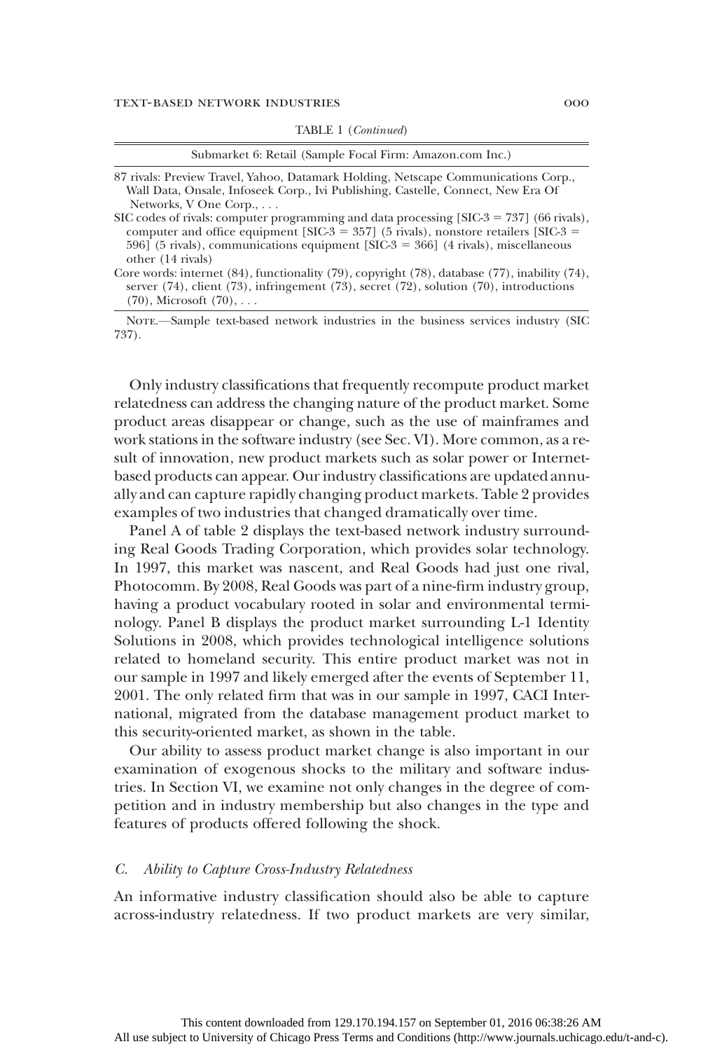TABLE 1 (*Continued*)

| Submarket 6: Retail (Sample Focal Firm: Amazon.com Inc.) |
|---|
| 87 rivals: Preview Travel, Yahoo, Datamark Holding, Netscape Communications Corp., Wall Data, Onsale, Infoseek Corp., Ivi Publishing, Castelle, Connect, New Era Of Networks, V One Corp., . . . |
| SIC codes of rivals: computer programming and data processing [SIC-3 = 737] (66 rivals), computer and office equipment [SIC-3 = 357] (5 rivals), nonstore retailers [SIC-3 = 596] (5 rivals), communications equipment [SIC-3 = 366] (4 rivals), miscellaneous other (14 rivals) |
| Core words: internet (84), functionality (79), copyright (78), database (77), inability (74), server (74), client (73), infringement (73), secret (72), solution (70), introductions (70), Microsoft (70), . . . |

Note.—Sample text-based network industries in the business services industry (SIC 737).

Only industry classifications that frequently recompute product market relatedness can address the changing nature of the product market. Some product areas disappear or change, such as the use of mainframes and work stations in the software industry (see Sec. VI). More common, as a result of innovation, new product markets such as solar power or Internet-based products can appear. Our industry classifications are updated annually and can capture rapidly changing product markets. Table 2 provides examples of two industries that changed dramatically over time.

Panel A of table 2 displays the text-based network industry surrounding Real Goods Trading Corporation, which provides solar technology. In 1997, this market was nascent, and Real Goods had just one rival, Photocomm. By 2008, Real Goods was part of a nine-firm industry group, having a product vocabulary rooted in solar and environmental terminology. Panel B displays the product market surrounding L-1 Identity Solutions in 2008, which provides technological intelligence solutions related to homeland security. This entire product market was not in our sample in 1997 and likely emerged after the events of September 11, 2001. The only related firm that was in our sample in 1997, CACI International, migrated from the database management product market to this security-oriented market, as shown in the table.

Our ability to assess product market change is also important in our examination of exogenous shocks to the military and software industries. In Section VI, we examine not only changes in the degree of competition and in industry membership but also changes in the type and features of products offered following the shock.

### *C. Ability to Capture Cross-Industry Relatedness*

An informative industry classification should also be able to capture across-industry relatedness. If two product markets are very similar,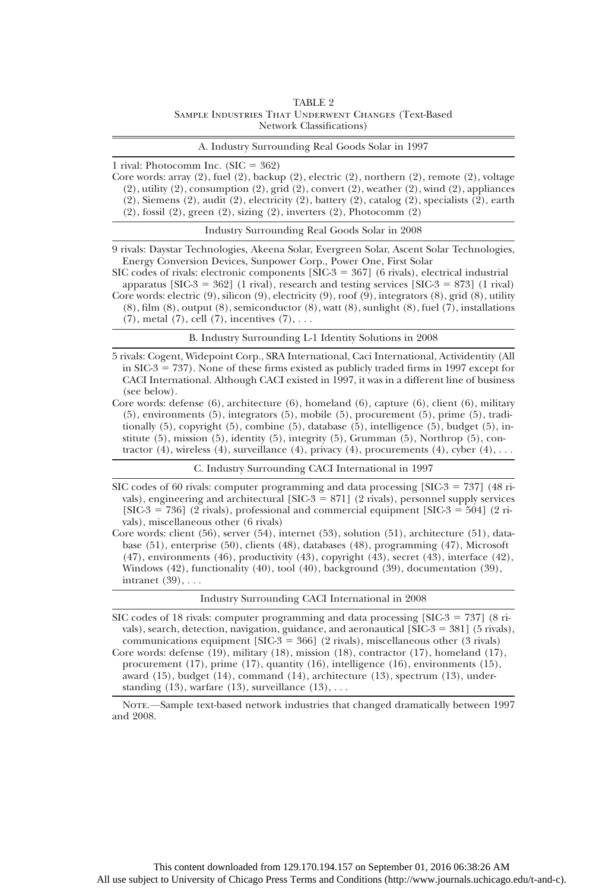TABLE 2
Sample Industries That Underwent Changes (Text-Based Network Classifications)

A. Industry Surrounding Real Goods Solar in 1997

1 rival: Photocomm Inc. (SIC = 362)

Core words: array (2), fuel (2), backup (2), electric (2), northern (2), remote (2), voltage (2), utility (2), consumption (2), grid (2), convert (2), weather (2), wind (2), appliances (2), Siemens (2), audit (2), electricity (2), battery (2), catalog (2), specialists (2), earth (2), fossil (2), green (2), sizing (2), inverters (2), Photocomm (2)

Industry Surrounding Real Goods Solar in 2008

9 rivals: Daystar Technologies, Akeena Solar, Evergreen Solar, Ascent Solar Technologies, Energy Conversion Devices, Sunpower Corp., Power One, First Solar

SIC codes of rivals: electronic components [SIC-3 = 367] (6 rivals), electrical industrial apparatus [SIC-3 = 362] (1 rival), research and testing services [SIC-3 = 873] (1 rival)

Core words: electric (9), silicon (9), electricity (9), roof (9), integrators (8), grid (8), utility (8), film (8), output (8), semiconductor (8), watt (8), sunlight (8), fuel (7), installations (7), metal (7), cell (7), incentives (7), . . .

B. Industry Surrounding L-1 Identity Solutions in 2008

5 rivals: Cogent, Widepoint Corp., SRA International, Caci International, Actividentity (All in SIC-3 = 737). None of these firms existed as publicly traded firms in 1997 except for CACI International. Although CACI existed in 1997, it was in a different line of business (see below).

Core words: defense (6), architecture (6), homeland (6), capture (6), client (6), military (5), environments (5), integrators (5), mobile (5), procurement (5), prime (5), traditionally (5), copyright (5), combine (5), database (5), intelligence (5), budget (5), institute (5), mission (5), identity (5), integrity (5), Grumman (5), Northrop (5), contractor (4), wireless (4), surveillance (4), privacy (4), procurements (4), cyber (4), . . .

C. Industry Surrounding CACI International in 1997

SIC codes of 60 rivals: computer programming and data processing [SIC-3 = 737] (48 rivals), engineering and architectural [SIC-3 = 871] (2 rivals), personnel supply services [SIC-3 = 736] (2 rivals), professional and commercial equipment [SIC-3 = 504] (2 rivals), miscellaneous other (6 rivals)

Core words: client (56), server (54), internet (53), solution (51), architecture (51), database (51), enterprise (50), clients (48), databases (48), programming (47), Microsoft (47), environments (46), productivity (43), copyright (43), secret (43), interface (42), Windows (42), functionality (40), tool (40), background (39), documentation (39), intranet (39), . . .

Industry Surrounding CACI International in 2008

SIC codes of 18 rivals: computer programming and data processing [SIC-3 = 737] (8 rivals), search, detection, navigation, guidance, and aeronautical [SIC-3 = 381] (5 rivals), communications equipment [SIC-3 = 366] (2 rivals), miscellaneous other (3 rivals)

Core words: defense (19), military (18), mission (18), contractor (17), homeland (17), procurement (17), prime (17), quantity (16), intelligence (16), environments (15), award (15), budget (14), command (14), architecture (13), spectrum (13), understanding (13), warfare (13), surveillance (13), . . .

Note.—Sample text-based network industries that changed dramatically between 1997 and 2008.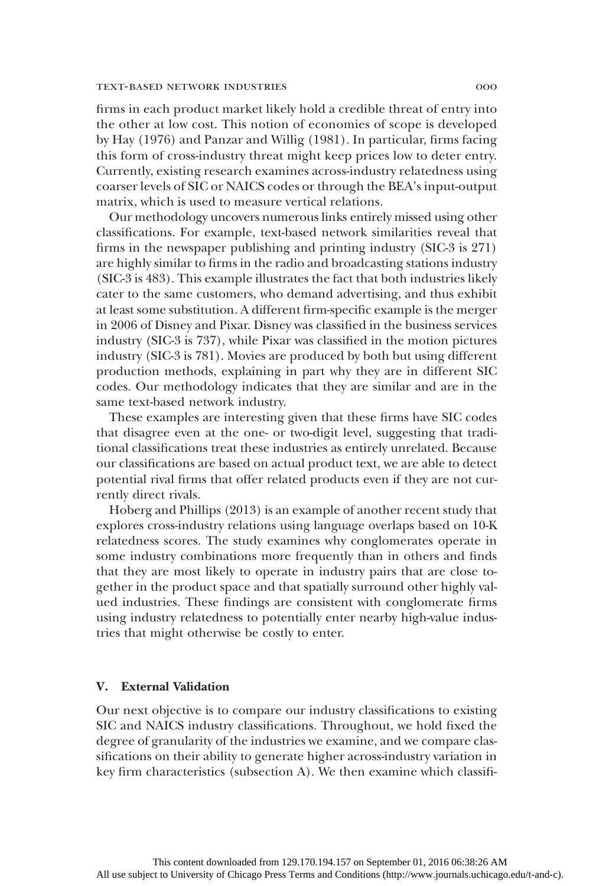firms in each product market likely hold a credible threat of entry into the other at low cost. This notion of economies of scope is developed by Hay (1976) and Panzar and Willig (1981). In particular, firms facing this form of cross-industry threat might keep prices low to deter entry. Currently, existing research examines across-industry relatedness using coarser levels of SIC or NAICS codes or through the BEA's input-output matrix, which is used to measure vertical relations.

Our methodology uncovers numerous links entirely missed using other classifications. For example, text-based network similarities reveal that firms in the newspaper publishing and printing industry (SIC-3 is 271) are highly similar to firms in the radio and broadcasting stations industry (SIC-3 is 483). This example illustrates the fact that both industries likely cater to the same customers, who demand advertising, and thus exhibit at least some substitution. A different firm-specific example is the merger in 2006 of Disney and Pixar. Disney was classified in the business services industry (SIC-3 is 737), while Pixar was classified in the motion pictures industry (SIC-3 is 781). Movies are produced by both but using different production methods, explaining in part why they are in different SIC codes. Our methodology indicates that they are similar and are in the same text-based network industry.

These examples are interesting given that these firms have SIC codes that disagree even at the one- or two-digit level, suggesting that traditional classifications treat these industries as entirely unrelated. Because our classifications are based on actual product text, we are able to detect potential rival firms that offer related products even if they are not currently direct rivals.

Hoberg and Phillips (2013) is an example of another recent study that explores cross-industry relations using language overlaps based on 10-K relatedness scores. The study examines why conglomerates operate in some industry combinations more frequently than in others and finds that they are most likely to operate in industry pairs that are close together in the product space and that spatially surround other highly valued industries. These findings are consistent with conglomerate firms using industry relatedness to potentially enter nearby high-value industries that might otherwise be costly to enter.

## V. External Validation

Our next objective is to compare our industry classifications to existing SIC and NAICS industry classifications. Throughout, we hold fixed the degree of granularity of the industries we examine, and we compare classifications on their ability to generate higher across-industry variation in key firm characteristics (subsection A). We then examine which classifi-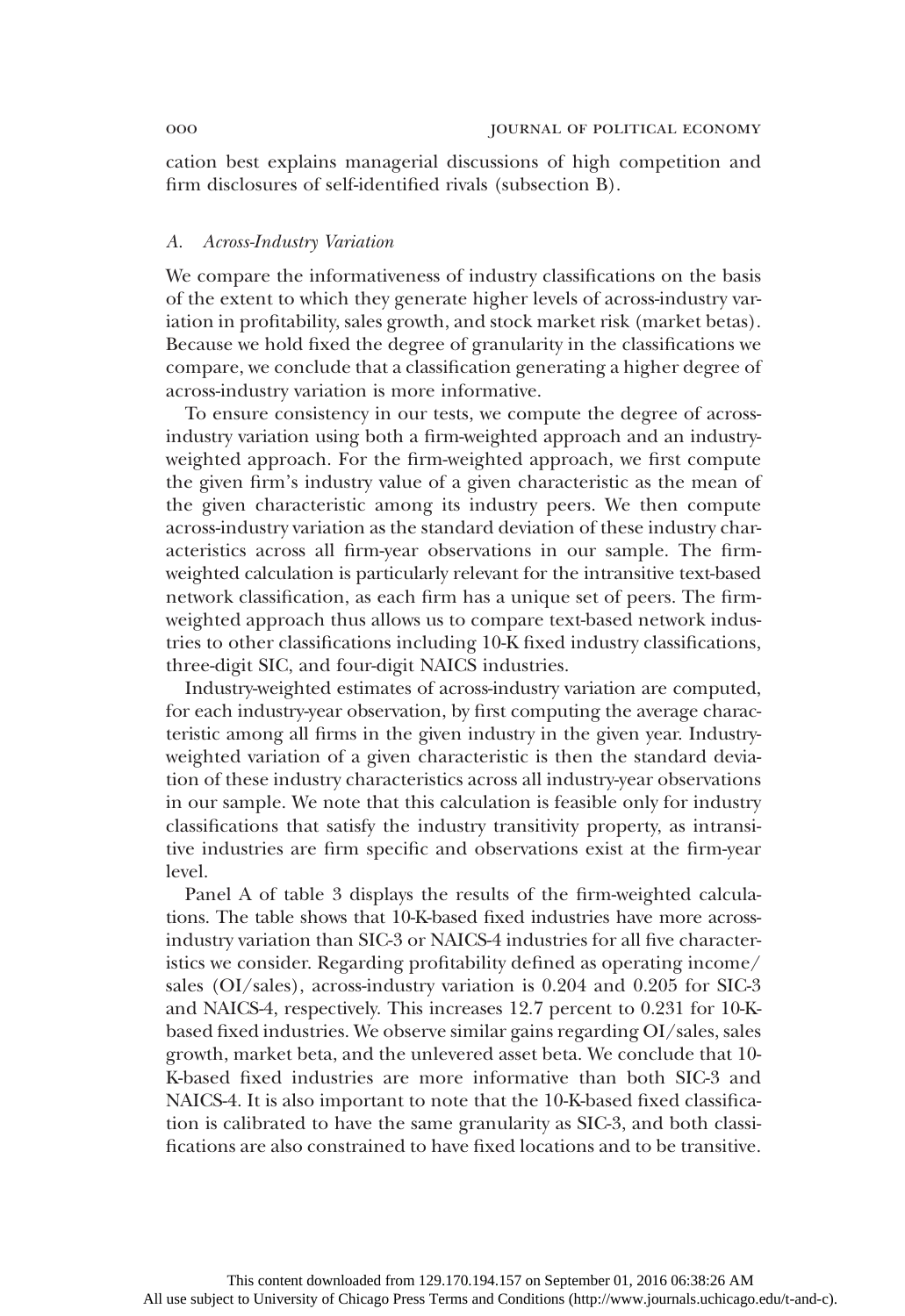cation best explains managerial discussions of high competition and firm disclosures of self-identified rivals (subsection B).

### *A. Across-Industry Variation*

We compare the informativeness of industry classifications on the basis of the extent to which they generate higher levels of across-industry variation in profitability, sales growth, and stock market risk (market betas). Because we hold fixed the degree of granularity in the classifications we compare, we conclude that a classification generating a higher degree of across-industry variation is more informative.

To ensure consistency in our tests, we compute the degree of across-industry variation using both a firm-weighted approach and an industry-weighted approach. For the firm-weighted approach, we first compute the given firm's industry value of a given characteristic as the mean of the given characteristic among its industry peers. We then compute across-industry variation as the standard deviation of these industry characteristics across all firm-year observations in our sample. The firm-weighted calculation is particularly relevant for the intransitive text-based network classification, as each firm has a unique set of peers. The firm-weighted approach thus allows us to compare text-based network industries to other classifications including 10-K fixed industry classifications, three-digit SIC, and four-digit NAICS industries.

Industry-weighted estimates of across-industry variation are computed, for each industry-year observation, by first computing the average characteristic among all firms in the given industry in the given year. Industry-weighted variation of a given characteristic is then the standard deviation of these industry characteristics across all industry-year observations in our sample. We note that this calculation is feasible only for industry classifications that satisfy the industry transitivity property, as intransitive industries are firm specific and observations exist at the firm-year level.

Panel A of table 3 displays the results of the firm-weighted calculations. The table shows that 10-K-based fixed industries have more across-industry variation than SIC-3 or NAICS-4 industries for all five characteristics we consider. Regarding profitability defined as operating income/sales (OI/sales), across-industry variation is 0.204 and 0.205 for SIC-3 and NAICS-4, respectively. This increases 12.7 percent to 0.231 for 10-K-based fixed industries. We observe similar gains regarding OI/sales, sales growth, market beta, and the unlevered asset beta. We conclude that 10-K-based fixed industries are more informative than both SIC-3 and NAICS-4. It is also important to note that the 10-K-based fixed classification is calibrated to have the same granularity as SIC-3, and both classifications are also constrained to have fixed locations and to be transitive.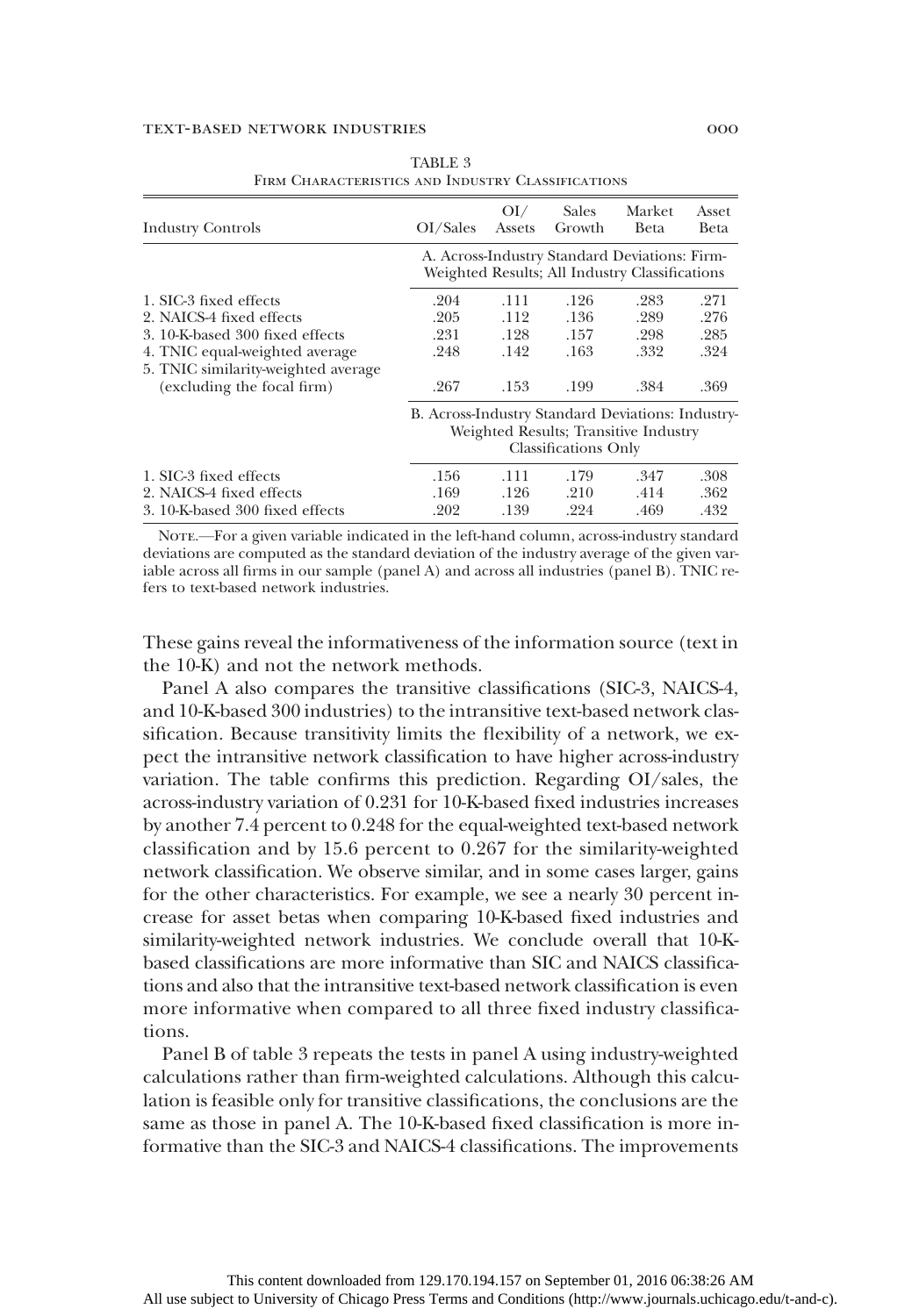TABLE 3

Firm Characteristics and Industry Classifications

| Industry Controls | OI/Sales | OI/ Assets | Sales Growth | Market Beta | Asset Beta |
|---|---|---|---|---|---|
| | A. Across-Industry Standard Deviations: Firm-Weighted Results; All Industry Classifications | | | | |
| 1. SIC-3 fixed effects | .204 | .111 | .126 | .283 | .271 |
| 2. NAICS-4 fixed effects | .205 | .112 | .136 | .289 | .276 |
| 3. 10-K-based 300 fixed effects | .231 | .128 | .157 | .298 | .285 |
| 4. TNIC equal-weighted average | .248 | .142 | .163 | .332 | .324 |
| 5. TNIC similarity-weighted average (excluding the focal firm) | .267 | .153 | .199 | .384 | .369 |
| | B. Across-Industry Standard Deviations: Industry-Weighted Results; Transitive Industry Classifications Only | | | | |
| 1. SIC-3 fixed effects | .156 | .111 | .179 | .347 | .308 |
| 2. NAICS-4 fixed effects | .169 | .126 | .210 | .414 | .362 |
| 3. 10-K-based 300 fixed effects | .202 | .139 | .224 | .469 | .432 |

Note.—For a given variable indicated in the left-hand column, across-industry standard deviations are computed as the standard deviation of the industry average of the given variable across all firms in our sample (panel A) and across all industries (panel B). TNIC refers to text-based network industries.

These gains reveal the informativeness of the information source (text in the 10-K) and not the network methods.

Panel A also compares the transitive classifications (SIC-3, NAICS-4, and 10-K-based 300 industries) to the intransitive text-based network classification. Because transitivity limits the flexibility of a network, we expect the intransitive network classification to have higher across-industry variation. The table confirms this prediction. Regarding OI/sales, the across-industry variation of 0.231 for 10-K-based fixed industries increases by another 7.4 percent to 0.248 for the equal-weighted text-based network classification and by 15.6 percent to 0.267 for the similarity-weighted network classification. We observe similar, and in some cases larger, gains for the other characteristics. For example, we see a nearly 30 percent increase for asset betas when comparing 10-K-based fixed industries and similarity-weighted network industries. We conclude overall that 10-K-based classifications are more informative than SIC and NAICS classifications and also that the intransitive text-based network classification is even more informative when compared to all three fixed industry classifications.

Panel B of table 3 repeats the tests in panel A using industry-weighted calculations rather than firm-weighted calculations. Although this calculation is feasible only for transitive classifications, the conclusions are the same as those in panel A. The 10-K-based fixed classification is more informative than the SIC-3 and NAICS-4 classifications. The improvements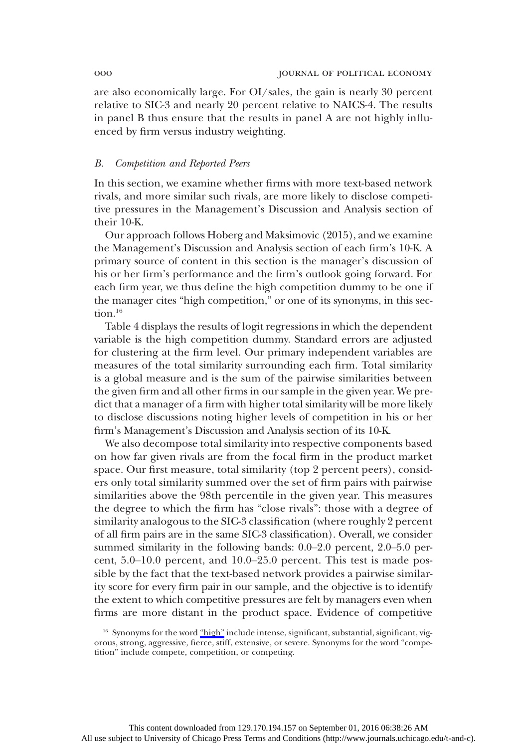are also economically large. For OI/sales, the gain is nearly 30 percent relative to SIC-3 and nearly 20 percent relative to NAICS-4. The results in panel B thus ensure that the results in panel A are not highly influenced by firm versus industry weighting.

### *B. Competition and Reported Peers*

In this section, we examine whether firms with more text-based network rivals, and more similar such rivals, are more likely to disclose competitive pressures in the Management's Discussion and Analysis section of their 10-K.

Our approach follows Hoberg and Maksimovic (2015), and we examine the Management's Discussion and Analysis section of each firm's 10-K. A primary source of content in this section is the manager's discussion of his or her firm's performance and the firm's outlook going forward. For each firm year, we thus define the high competition dummy to be one if the manager cites "high competition," or one of its synonyms, in this section.[16]

Table 4 displays the results of logit regressions in which the dependent variable is the high competition dummy. Standard errors are adjusted for clustering at the firm level. Our primary independent variables are measures of the total similarity surrounding each firm. Total similarity is a global measure and is the sum of the pairwise similarities between the given firm and all other firms in our sample in the given year. We predict that a manager of a firm with higher total similarity will be more likely to disclose discussions noting higher levels of competition in his or her firm's Management's Discussion and Analysis section of its 10-K.

We also decompose total similarity into respective components based on how far given rivals are from the focal firm in the product market space. Our first measure, total similarity (top 2 percent peers), considers only total similarity summed over the set of firm pairs with pairwise similarities above the 98th percentile in the given year. This measures the degree to which the firm has "close rivals": those with a degree of similarity analogous to the SIC-3 classification (where roughly 2 percent of all firm pairs are in the same SIC-3 classification). Overall, we consider summed similarity in the following bands: 0.0–2.0 percent, 2.0–5.0 percent, 5.0–10.0 percent, and 10.0–25.0 percent. This test is made possible by the fact that the text-based network provides a pairwise similarity score for every firm pair in our sample, and the objective is to identify the extent to which competitive pressures are felt by managers even when firms are more distant in the product space. Evidence of competitive

[16] Synonyms for the word "high" include intense, significant, substantial, significant, vigorous, strong, aggressive, fierce, stiff, extensive, or severe. Synonyms for the word "competition" include compete, competition, or competing.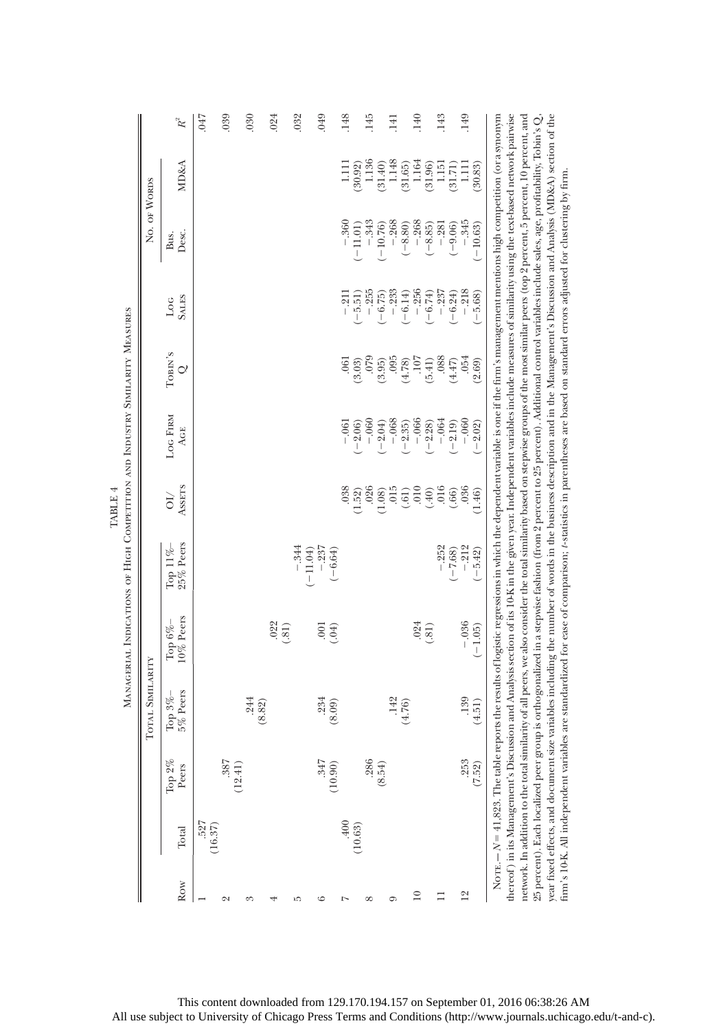TABLE 4

Managerial Indications of High Competition and Industry Similarity Measures

| Row | Total Similarity |  |  |  |  |  |  |  |  | No. of Words |  |  |
|---|---|---|---|---|---|---|---|---|---|---|---|---|
|  | Total | Top 2% Peers | Top 3%–5% Peers | Top 6%–10% Peers | Top 11%–25% Peers | OI/Assets | Log Firm Age | Tobin's Q | Log Sales | Bus. Desc. | MD&A | $R^2$ |
| 1 | .527 (16.37) |  |  |  |  |  |  |  |  |  |  | .047 |
| 2 |  | .387 (12.41) |  |  |  |  |  |  |  |  |  | .039 |
| 3 |  |  | .244 (8.82) |  |  |  |  |  |  |  |  | .030 |
| 4 |  |  |  | .022 (.81) |  |  |  |  |  |  |  | .024 |
| 5 |  |  |  |  | −.344 (−11.04) |  |  |  |  |  |  | .032 |
| 6 |  | .347 (10.90) | .234 (8.09) | .001 (.04) | −.237 (−6.64) |  |  |  |  |  |  | .049 |
| 7 | .400 (10.63) |  |  |  |  | .038 (1.52) | −.061 (−2.06) | .061 (3.03) | −.211 (−5.51) | −.360 (−11.01) | 1.111 (30.92) | .148 |
| 8 |  | .286 (8.54) |  |  |  | .026 (1.08) | −.060 (−2.04) | .079 (3.95) | −.255 (−6.75) | −.343 (−10.76) | 1.136 (31.40) | .145 |
| 9 |  |  | .142 (4.76) |  |  | .015 (.61) | −.068 (−2.35) | .095 (4.78) | −.233 (−6.14) | −.268 (−8.80) | 1.148 (31.65) | .141 |
| 10 |  |  |  | .024 (.81) |  | .010 (.40) | −.066 (−2.28) | .107 (5.41) | −.256 (−6.74) | −.268 (−8.85) | 1.164 (31.96) | .140 |
| 11 |  |  |  |  | −.252 (−7.68) | .016 (.66) | −.064 (−2.19) | .088 (4.47) | −.237 (−6.24) | −.281 (−9.06) | 1.151 (31.71) | .143 |
| 12 |  | .253 (7.52) | .139 (4.51) | −.036 (−1.05) | −.212 (−5.42) | .036 (1.46) | −.060 (−2.02) | .054 (2.69) | −.218 (−5.68) | −.345 (−10.63) | 1.111 (30.83) | .149 |

Note.—$N = 41{,}823$. The table reports the results of logistic regressions in which the dependent variable is one if the firm's management mentions high competition (or a synonym thereof) in its Management's Discussion and Analysis section of its 10-K in the given year. Independent variables include measures of similarity using the text-based network pairwise network. In addition to the total similarity of all peers, we also consider the total similarity based on stepwise groups of the most similar peers (top 2 percent, 5 percent, 10 percent, and 25 percent). Each localized peer group is orthogonalized in a stepwise fashion (from 2 percent to 25 percent). Additional control variables include sales, age, profitability, Tobin's Q, year fixed effects, and document size variables including the number of words in the business description and in the Management's Discussion and Analysis (MD&A) section of the firm's 10-K. All independent variables are standardized for ease of comparison; $t$-statistics in parentheses are based on standard errors adjusted for clustering by firm.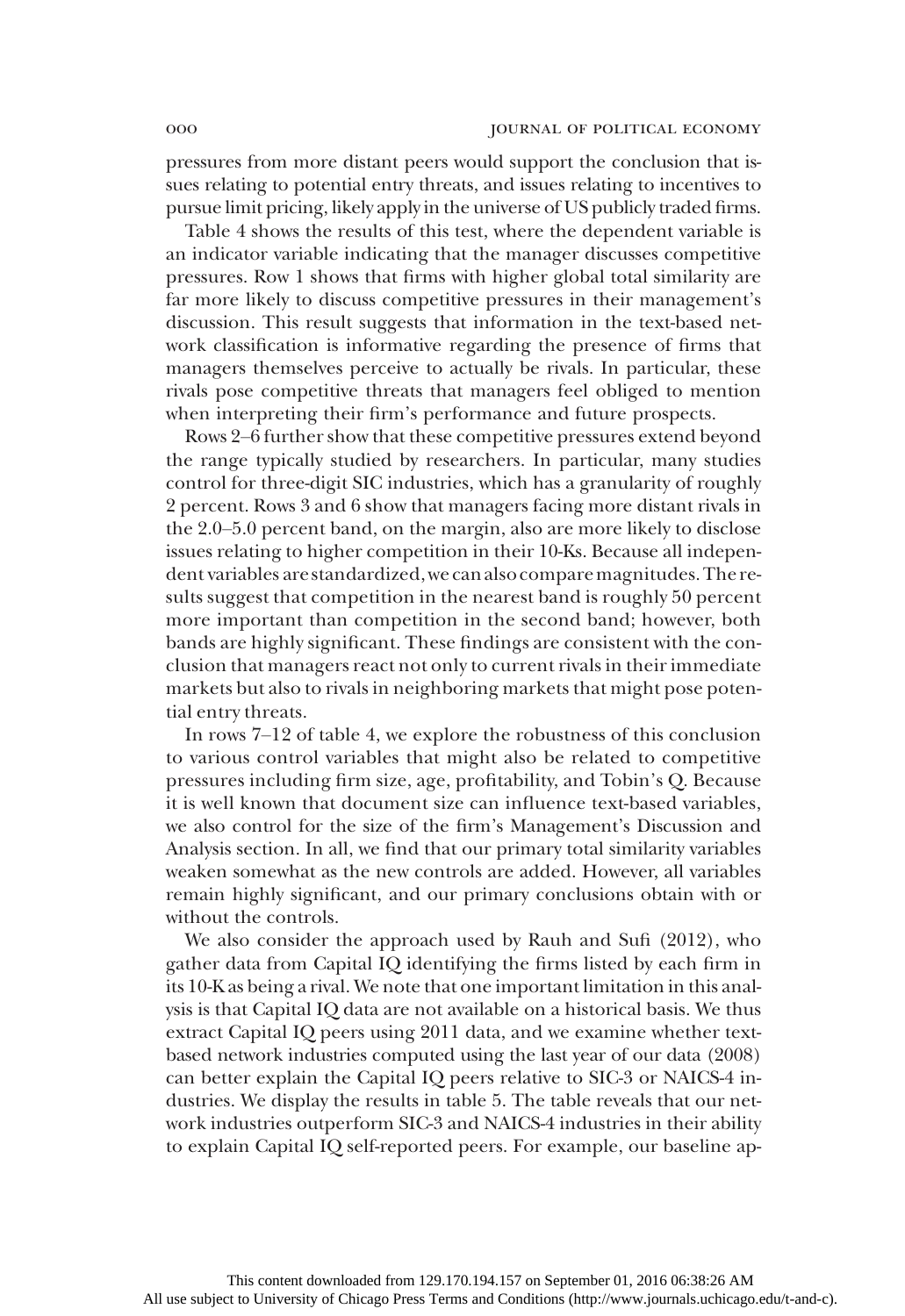pressures from more distant peers would support the conclusion that issues relating to potential entry threats, and issues relating to incentives to pursue limit pricing, likely apply in the universe of US publicly traded firms.

Table 4 shows the results of this test, where the dependent variable is an indicator variable indicating that the manager discusses competitive pressures. Row 1 shows that firms with higher global total similarity are far more likely to discuss competitive pressures in their management's discussion. This result suggests that information in the text-based network classification is informative regarding the presence of firms that managers themselves perceive to actually be rivals. In particular, these rivals pose competitive threats that managers feel obliged to mention when interpreting their firm's performance and future prospects.

Rows 2–6 further show that these competitive pressures extend beyond the range typically studied by researchers. In particular, many studies control for three-digit SIC industries, which has a granularity of roughly 2 percent. Rows 3 and 6 show that managers facing more distant rivals in the 2.0–5.0 percent band, on the margin, also are more likely to disclose issues relating to higher competition in their 10-Ks. Because all independent variables are standardized, we can also compare magnitudes. The results suggest that competition in the nearest band is roughly 50 percent more important than competition in the second band; however, both bands are highly significant. These findings are consistent with the conclusion that managers react not only to current rivals in their immediate markets but also to rivals in neighboring markets that might pose potential entry threats.

In rows 7–12 of table 4, we explore the robustness of this conclusion to various control variables that might also be related to competitive pressures including firm size, age, profitability, and Tobin's Q. Because it is well known that document size can influence text-based variables, we also control for the size of the firm's Management's Discussion and Analysis section. In all, we find that our primary total similarity variables weaken somewhat as the new controls are added. However, all variables remain highly significant, and our primary conclusions obtain with or without the controls.

We also consider the approach used by Rauh and Sufi (2012), who gather data from Capital IQ identifying the firms listed by each firm in its 10-K as being a rival. We note that one important limitation in this analysis is that Capital IQ data are not available on a historical basis. We thus extract Capital IQ peers using 2011 data, and we examine whether text-based network industries computed using the last year of our data (2008) can better explain the Capital IQ peers relative to SIC-3 or NAICS-4 industries. We display the results in table 5. The table reveals that our network industries outperform SIC-3 and NAICS-4 industries in their ability to explain Capital IQ self-reported peers. For example, our baseline ap-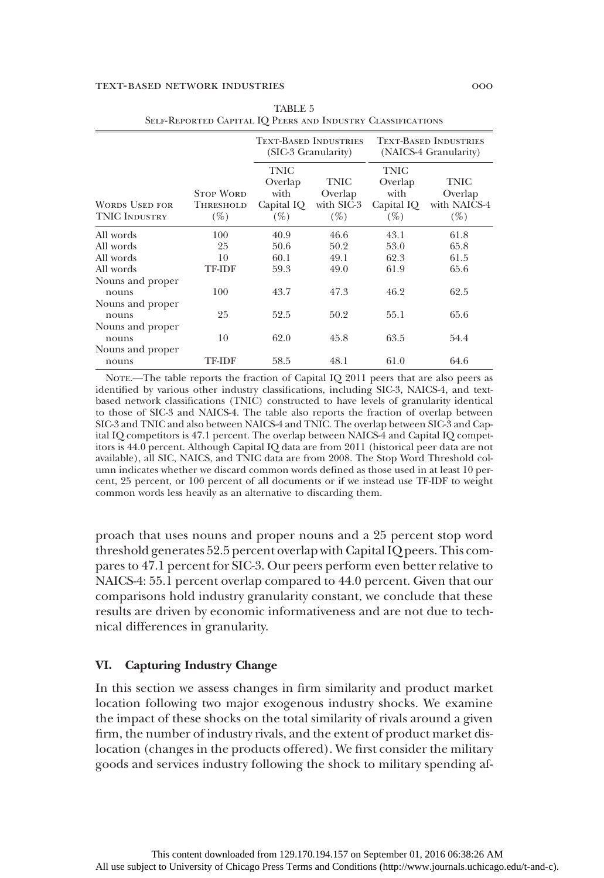TABLE 5

Self-Reported Capital IQ Peers and Industry Classifications

| | | Text-Based Industries (SIC-3 Granularity) | | Text-Based Industries (NAICS-4 Granularity) | |
|---|---|---|---|---|---|
| Words Used for TNIC Industry | Stop Word Threshold (%) | TNIC Overlap with Capital IQ (%) | TNIC Overlap with SIC-3 (%) | TNIC Overlap with Capital IQ (%) | TNIC Overlap with NAICS-4 (%) |
| All words | 100 | 40.9 | 46.6 | 43.1 | 61.8 |
| All words | 25 | 50.6 | 50.2 | 53.0 | 65.8 |
| All words | 10 | 60.1 | 49.1 | 62.3 | 61.5 |
| All words | TF-IDF | 59.3 | 49.0 | 61.9 | 65.6 |
| Nouns and proper nouns | 100 | 43.7 | 47.3 | 46.2 | 62.5 |
| Nouns and proper nouns | 25 | 52.5 | 50.2 | 55.1 | 65.6 |
| Nouns and proper nouns | 10 | 62.0 | 45.8 | 63.5 | 54.4 |
| Nouns and proper nouns | TF-IDF | 58.5 | 48.1 | 61.0 | 64.6 |

Note.—The table reports the fraction of Capital IQ 2011 peers that are also peers as identified by various other industry classifications, including SIC-3, NAICS-4, and text-based network classifications (TNIC) constructed to have levels of granularity identical to those of SIC-3 and NAICS-4. The table also reports the fraction of overlap between SIC-3 and TNIC and also between NAICS-4 and TNIC. The overlap between SIC-3 and Capital IQ competitors is 47.1 percent. The overlap between NAICS-4 and Capital IQ competitors is 44.0 percent. Although Capital IQ data are from 2011 (historical peer data are not available), all SIC, NAICS, and TNIC data are from 2008. The Stop Word Threshold column indicates whether we discard common words defined as those used in at least 10 percent, 25 percent, or 100 percent of all documents or if we instead use TF-IDF to weight common words less heavily as an alternative to discarding them.

proach that uses nouns and proper nouns and a 25 percent stop word threshold generates 52.5 percent overlap with Capital IQ peers. This compares to 47.1 percent for SIC-3. Our peers perform even better relative to NAICS-4: 55.1 percent overlap compared to 44.0 percent. Given that our comparisons hold industry granularity constant, we conclude that these results are driven by economic informativeness and are not due to technical differences in granularity.

## VI. Capturing Industry Change

In this section we assess changes in firm similarity and product market location following two major exogenous industry shocks. We examine the impact of these shocks on the total similarity of rivals around a given firm, the number of industry rivals, and the extent of product market dislocation (changes in the products offered). We first consider the military goods and services industry following the shock to military spending af-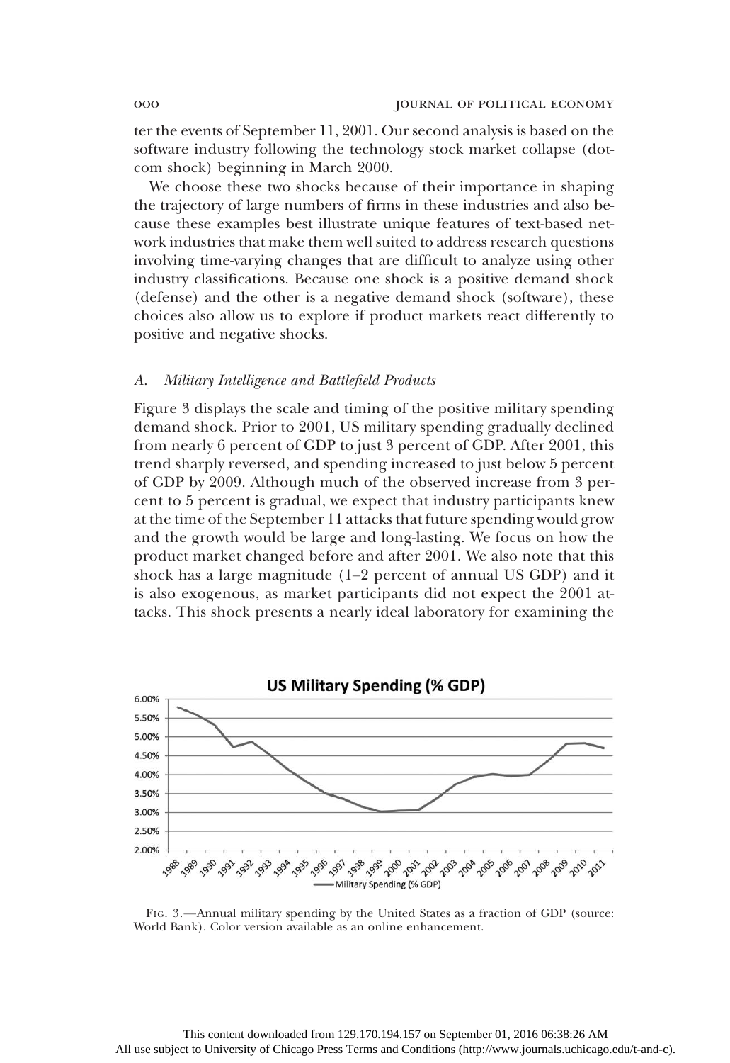ter the events of September 11, 2001. Our second analysis is based on the software industry following the technology stock market collapse (dot-com shock) beginning in March 2000.

We choose these two shocks because of their importance in shaping the trajectory of large numbers of firms in these industries and also because these examples best illustrate unique features of text-based network industries that make them well suited to address research questions involving time-varying changes that are difficult to analyze using other industry classifications. Because one shock is a positive demand shock (defense) and the other is a negative demand shock (software), these choices also allow us to explore if product markets react differently to positive and negative shocks.

### *A. Military Intelligence and Battlefield Products*

Figure 3 displays the scale and timing of the positive military spending demand shock. Prior to 2001, US military spending gradually declined from nearly 6 percent of GDP to just 3 percent of GDP. After 2001, this trend sharply reversed, and spending increased to just below 5 percent of GDP by 2009. Although much of the observed increase from 3 percent to 5 percent is gradual, we expect that industry participants knew at the time of the September 11 attacks that future spending would grow and the growth would be large and long-lasting. We focus on how the product market changed before and after 2001. We also note that this shock has a large magnitude (1–2 percent of annual US GDP) and it is also exogenous, as market participants did not expect the 2001 attacks. This shock presents a nearly ideal laboratory for examining the

Fig. 3.—Annual military spending by the United States as a fraction of GDP (source: World Bank). Color version available as an online enhancement.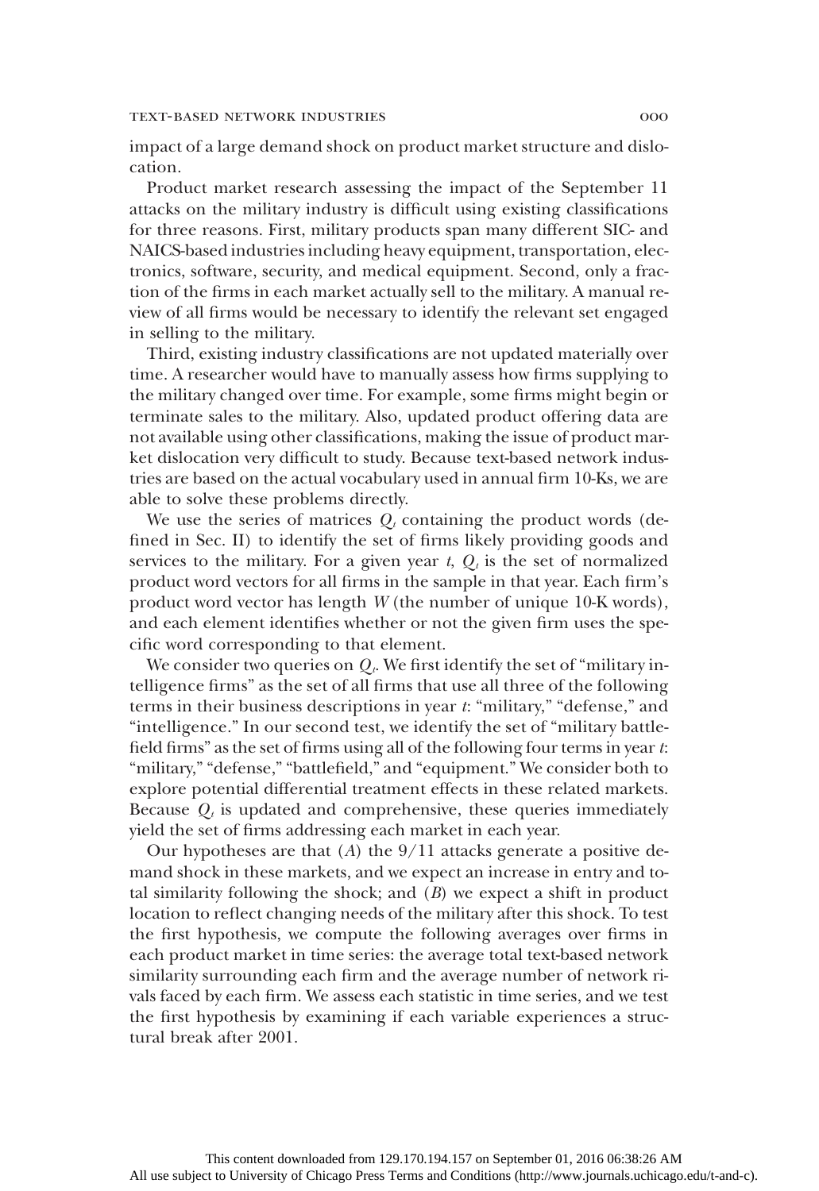impact of a large demand shock on product market structure and dislocation.

Product market research assessing the impact of the September 11 attacks on the military industry is difficult using existing classifications for three reasons. First, military products span many different SIC- and NAICS-based industries including heavy equipment, transportation, electronics, software, security, and medical equipment. Second, only a fraction of the firms in each market actually sell to the military. A manual review of all firms would be necessary to identify the relevant set engaged in selling to the military.

Third, existing industry classifications are not updated materially over time. A researcher would have to manually assess how firms supplying to the military changed over time. For example, some firms might begin or terminate sales to the military. Also, updated product offering data are not available using other classifications, making the issue of product market dislocation very difficult to study. Because text-based network industries are based on the actual vocabulary used in annual firm 10-Ks, we are able to solve these problems directly.

We use the series of matrices $Q_t$ containing the product words (defined in Sec. II) to identify the set of firms likely providing goods and services to the military. For a given year $t$, $Q_t$ is the set of normalized product word vectors for all firms in the sample in that year. Each firm's product word vector has length $W$ (the number of unique 10-K words), and each element identifies whether or not the given firm uses the specific word corresponding to that element.

We consider two queries on $Q_t$. We first identify the set of "military intelligence firms" as the set of all firms that use all three of the following terms in their business descriptions in year $t$: "military," "defense," and "intelligence." In our second test, we identify the set of "military battlefield firms" as the set of firms using all of the following four terms in year $t$: "military," "defense," "battlefield," and "equipment." We consider both to explore potential differential treatment effects in these related markets. Because $Q_t$ is updated and comprehensive, these queries immediately yield the set of firms addressing each market in each year.

Our hypotheses are that ($A$) the 9/11 attacks generate a positive demand shock in these markets, and we expect an increase in entry and total similarity following the shock; and ($B$) we expect a shift in product location to reflect changing needs of the military after this shock. To test the first hypothesis, we compute the following averages over firms in each product market in time series: the average total text-based network similarity surrounding each firm and the average number of network rivals faced by each firm. We assess each statistic in time series, and we test the first hypothesis by examining if each variable experiences a structural break after 2001.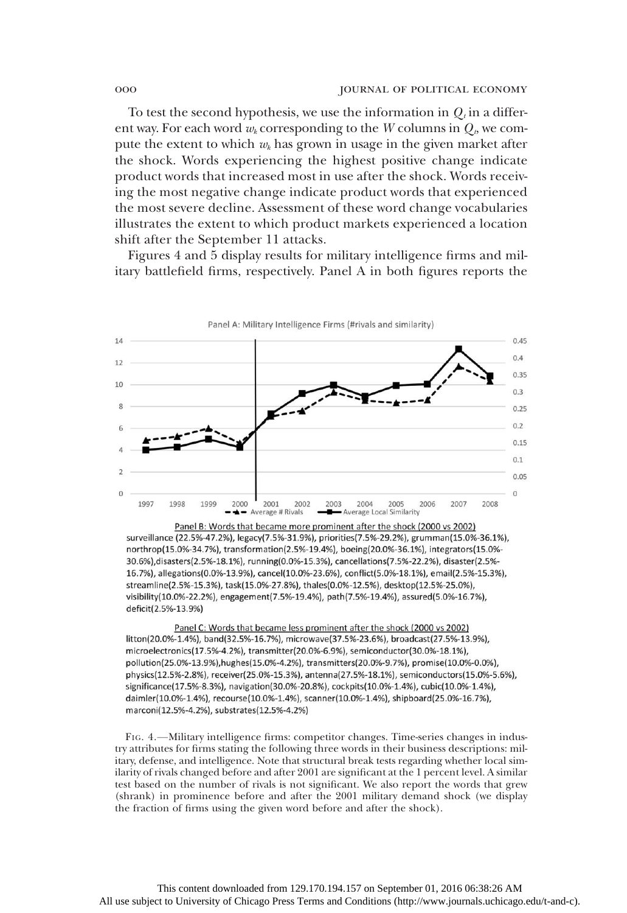To test the second hypothesis, we use the information in $Q_t$ in a different way. For each word $w_k$ corresponding to the $W$ columns in $Q_t$, we compute the extent to which $w_k$ has grown in usage in the given market after the shock. Words experiencing the highest positive change indicate product words that increased most in use after the shock. Words receiving the most negative change indicate product words that experienced the most severe decline. Assessment of these word change vocabularies illustrates the extent to which product markets experienced a location shift after the September 11 attacks.

Figures 4 and 5 display results for military intelligence firms and military battlefield firms, respectively. Panel A in both figures reports the

Panel A: Military Intelligence Firms (#rivals and similarity)

Panel B: Words that became more prominent after the shock (2000 vs 2002)

surveillance (22.5%-47.2%), legacy(7.5%-31.9%), priorities(7.5%-29.2%), grumman(15.0%-36.1%), northrop(15.0%-34.7%), transformation(2.5%-19.4%), boeing(20.0%-36.1%), integrators(15.0%-30.6%),disasters(2.5%-18.1%), running(0.0%-15.3%), cancellations(7.5%-22.2%), disaster(2.5%-16.7%), allegations(0.0%-13.9%), cancel(10.0%-23.6%), conflict(5.0%-18.1%), email(2.5%-15.3%), streamline(2.5%-15.3%), task(15.0%-27.8%), thales(0.0%-12.5%), desktop(12.5%-25.0%), visibility(10.0%-22.2%), engagement(7.5%-19.4%), path(7.5%-19.4%), assured(5.0%-16.7%), deficit(2.5%-13.9%)

Panel C: Words that became less prominent after the shock (2000 vs 2002)

litton(20.0%-1.4%), band(32.5%-16.7%), microwave(37.5%-23.6%), broadcast(27.5%-13.9%), microelectronics(17.5%-4.2%), transmitter(20.0%-6.9%), semiconductor(30.0%-18.1%), pollution(25.0%-13.9%),hughes(15.0%-4.2%), transmitters(20.0%-9.7%), promise(10.0%-0.0%), physics(12.5%-2.8%), receiver(25.0%-15.3%), antenna(27.5%-18.1%), semiconductors(15.0%-5.6%), significance(17.5%-8.3%), navigation(30.0%-20.8%), cockpits(10.0%-1.4%), cubic(10.0%-1.4%), daimler(10.0%-1.4%), recourse(10.0%-1.4%), scanner(10.0%-1.4%), shipboard(25.0%-16.7%), marconi(12.5%-4.2%), substrates(12.5%-4.2%)

Fig. 4.—Military intelligence firms: competitor changes. Time-series changes in industry attributes for firms stating the following three words in their business descriptions: military, defense, and intelligence. Note that structural break tests regarding whether local similarity of rivals changed before and after 2001 are significant at the 1 percent level. A similar test based on the number of rivals is not significant. We also report the words that grew (shrank) in prominence before and after the 2001 military demand shock (we display the fraction of firms using the given word before and after the shock).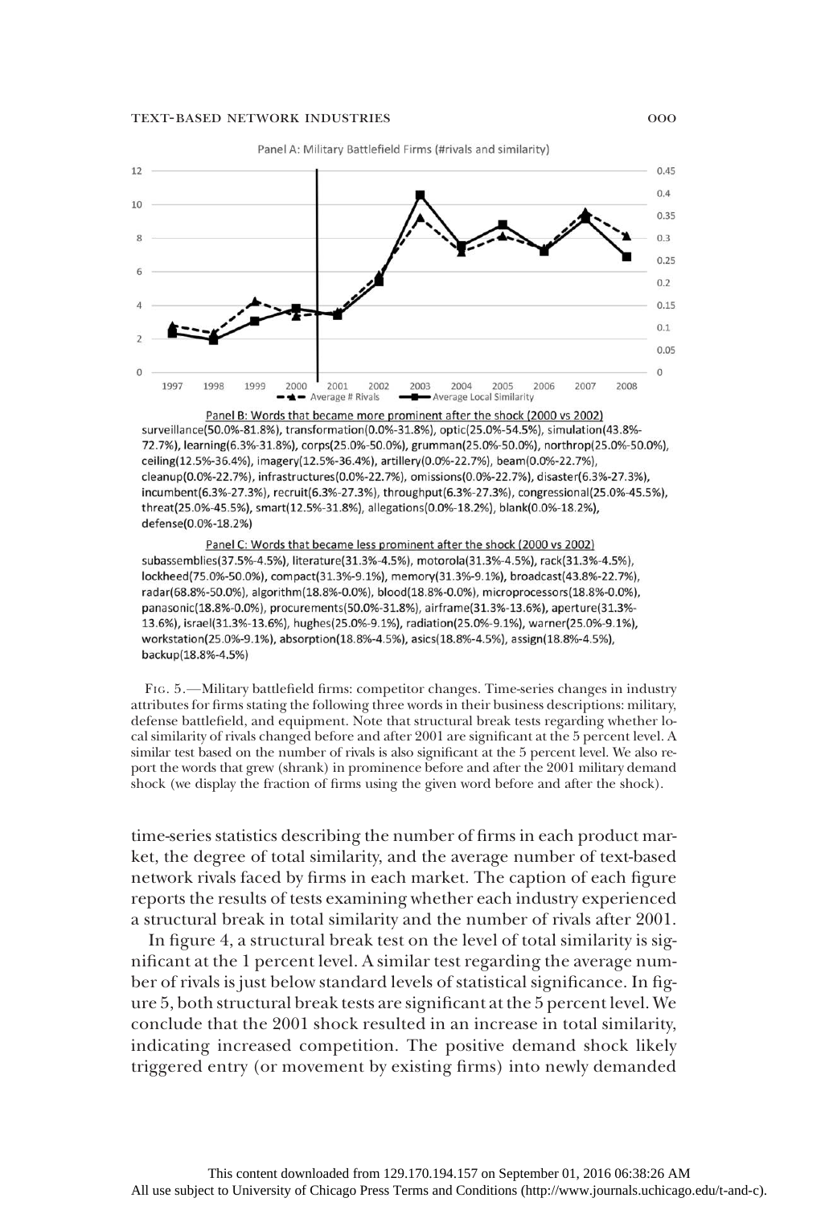Panel A: Military Battlefield Firms (#rivals and similarity)

Panel B: Words that became more prominent after the shock (2000 vs 2002)

surveillance(50.0%-81.8%), transformation(0.0%-31.8%), optic(25.0%-54.5%), simulation(43.8%-72.7%), learning(6.3%-31.8%), corps(25.0%-50.0%), grumman(25.0%-50.0%), northrop(25.0%-50.0%), ceiling(12.5%-36.4%), imagery(12.5%-36.4%), artillery(0.0%-22.7%), beam(0.0%-22.7%), cleanup(0.0%-22.7%), infrastructures(0.0%-22.7%), omissions(0.0%-22.7%), disaster(6.3%-27.3%), incumbent(6.3%-27.3%), recruit(6.3%-27.3%), throughput(6.3%-27.3%), congressional(25.0%-45.5%), threat(25.0%-45.5%), smart(12.5%-31.8%), allegations(0.0%-18.2%), blank(0.0%-18.2%), defense(0.0%-18.2%)

Panel C: Words that became less prominent after the shock (2000 vs 2002)

subassemblies(37.5%-4.5%), literature(31.3%-4.5%), motorola(31.3%-4.5%), rack(31.3%-4.5%), lockheed(75.0%-50.0%), compact(31.3%-9.1%), memory(31.3%-9.1%), broadcast(43.8%-22.7%), radar(68.8%-50.0%), algorithm(18.8%-0.0%), blood(18.8%-0.0%), microprocessors(18.8%-0.0%), panasonic(18.8%-0.0%), procurements(50.0%-31.8%), airframe(31.3%-13.6%), aperture(31.3%-13.6%), israel(31.3%-13.6%), hughes(25.0%-9.1%), radiation(25.0%-9.1%), warner(25.0%-9.1%), workstation(25.0%-9.1%), absorption(18.8%-4.5%), asics(18.8%-4.5%), assign(18.8%-4.5%), backup(18.8%-4.5%)

Fig. 5.—Military battlefield firms: competitor changes. Time-series changes in industry attributes for firms stating the following three words in their business descriptions: military, defense battlefield, and equipment. Note that structural break tests regarding whether local similarity of rivals changed before and after 2001 are significant at the 5 percent level. A similar test based on the number of rivals is also significant at the 5 percent level. We also report the words that grew (shrank) in prominence before and after the 2001 military demand shock (we display the fraction of firms using the given word before and after the shock).

time-series statistics describing the number of firms in each product market, the degree of total similarity, and the average number of text-based network rivals faced by firms in each market. The caption of each figure reports the results of tests examining whether each industry experienced a structural break in total similarity and the number of rivals after 2001.

In figure 4, a structural break test on the level of total similarity is significant at the 1 percent level. A similar test regarding the average number of rivals is just below standard levels of statistical significance. In figure 5, both structural break tests are significant at the 5 percent level. We conclude that the 2001 shock resulted in an increase in total similarity, indicating increased competition. The positive demand shock likely triggered entry (or movement by existing firms) into newly demanded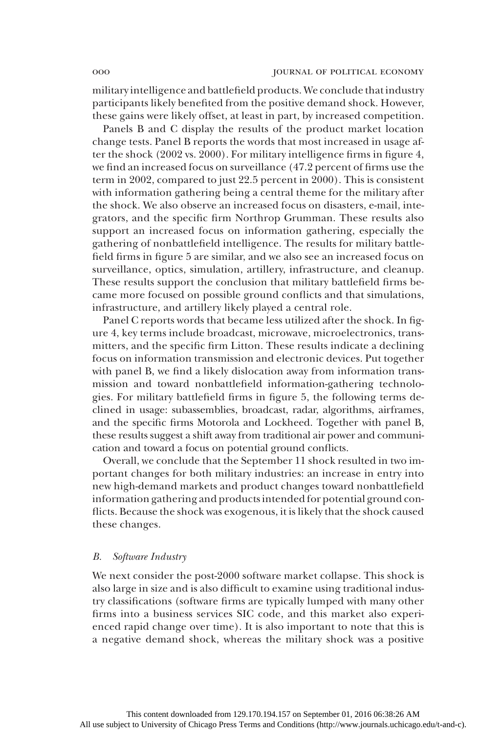military intelligence and battlefield products. We conclude that industry participants likely benefited from the positive demand shock. However, these gains were likely offset, at least in part, by increased competition.

Panels B and C display the results of the product market location change tests. Panel B reports the words that most increased in usage after the shock (2002 vs. 2000). For military intelligence firms in figure 4, we find an increased focus on surveillance (47.2 percent of firms use the term in 2002, compared to just 22.5 percent in 2000). This is consistent with information gathering being a central theme for the military after the shock. We also observe an increased focus on disasters, e-mail, integrators, and the specific firm Northrop Grumman. These results also support an increased focus on information gathering, especially the gathering of nonbattlefield intelligence. The results for military battlefield firms in figure 5 are similar, and we also see an increased focus on surveillance, optics, simulation, artillery, infrastructure, and cleanup. These results support the conclusion that military battlefield firms became more focused on possible ground conflicts and that simulations, infrastructure, and artillery likely played a central role.

Panel C reports words that became less utilized after the shock. In figure 4, key terms include broadcast, microwave, microelectronics, transmitters, and the specific firm Litton. These results indicate a declining focus on information transmission and electronic devices. Put together with panel B, we find a likely dislocation away from information transmission and toward nonbattlefield information-gathering technologies. For military battlefield firms in figure 5, the following terms declined in usage: subassemblies, broadcast, radar, algorithms, airframes, and the specific firms Motorola and Lockheed. Together with panel B, these results suggest a shift away from traditional air power and communication and toward a focus on potential ground conflicts.

Overall, we conclude that the September 11 shock resulted in two important changes for both military industries: an increase in entry into new high-demand markets and product changes toward nonbattlefield information gathering and products intended for potential ground conflicts. Because the shock was exogenous, it is likely that the shock caused these changes.

### B. *Software Industry*

We next consider the post-2000 software market collapse. This shock is also large in size and is also difficult to examine using traditional industry classifications (software firms are typically lumped with many other firms into a business services SIC code, and this market also experienced rapid change over time). It is also important to note that this is a negative demand shock, whereas the military shock was a positive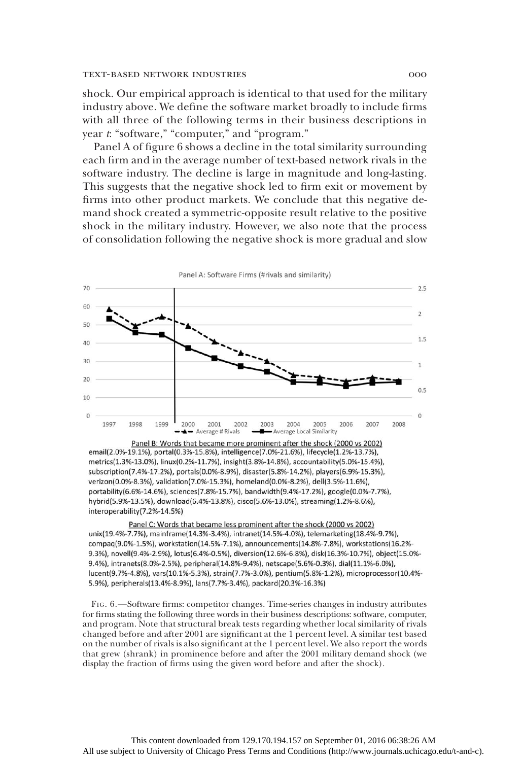shock. Our empirical approach is identical to that used for the military industry above. We define the software market broadly to include firms with all three of the following terms in their business descriptions in year *t*: "software," "computer," and "program."

Panel A of figure 6 shows a decline in the total similarity surrounding each firm and in the average number of text-based network rivals in the software industry. The decline is large in magnitude and long-lasting. This suggests that the negative shock led to firm exit or movement by firms into other product markets. We conclude that this negative demand shock created a symmetric-opposite result relative to the positive shock in the military industry. However, we also note that the process of consolidation following the negative shock is more gradual and slow

Panel A: Software Firms (#rivals and similarity)

Panel B: Words that became more prominent after the shock (2000 vs 2002)
email(2.0%-19.1%), portal(0.3%-15.8%), intelligence(7.0%-21.6%), lifecycle(1.2%-13.7%), metrics(1.3%-13.0%), linux(0.2%-11.7%), insight(3.8%-14.8%), accountability(5.0%-15.4%), subscription(7.4%-17.2%), portals(0.0%-8.9%), disaster(5.8%-14.2%), players(6.9%-15.3%), verizon(0.0%-8.3%), validation(7.0%-15.3%), homeland(0.0%-8.2%), dell(3.5%-11.6%), portability(6.6%-14.6%), sciences(7.8%-15.7%), bandwidth(9.4%-17.2%), google(0.0%-7.7%), hybrid(5.9%-13.5%), download(6.4%-13.8%), cisco(5.6%-13.0%), streaming(1.2%-8.6%), interoperability(7.2%-14.5%)

Panel C: Words that became less prominent after the shock (2000 vs 2002)
unix(19.4%-7.7%), mainframe(14.3%-3.4%), intranet(14.5%-4.0%), telemarketing(18.4%-9.7%), compaq(9.0%-1.5%), workstation(14.5%-7.1%), announcements(14.8%-7.8%), workstations(16.2%-9.3%), novell(9.4%-2.9%), lotus(6.4%-0.5%), diversion(12.6%-6.8%), disk(16.3%-10.7%), object(15.0%-9.4%), intranets(8.0%-2.5%), peripheral(14.8%-9.4%), netscape(5.6%-0.3%), dial(11.1%-6.0%), lucent(9.7%-4.8%), vars(10.1%-5.3%), strain(7.7%-3.0%), pentium(5.8%-1.2%), microprocessor(10.4%-5.9%), peripherals(13.4%-8.9%), lans(7.7%-3.4%), packard(20.3%-16.3%)

Fig. 6.—Software firms: competitor changes. Time-series changes in industry attributes for firms stating the following three words in their business descriptions: software, computer, and program. Note that structural break tests regarding whether local similarity of rivals changed before and after 2001 are significant at the 1 percent level. A similar test based on the number of rivals is also significant at the 1 percent level. We also report the words that grew (shrank) in prominence before and after the 2001 military demand shock (we display the fraction of firms using the given word before and after the shock).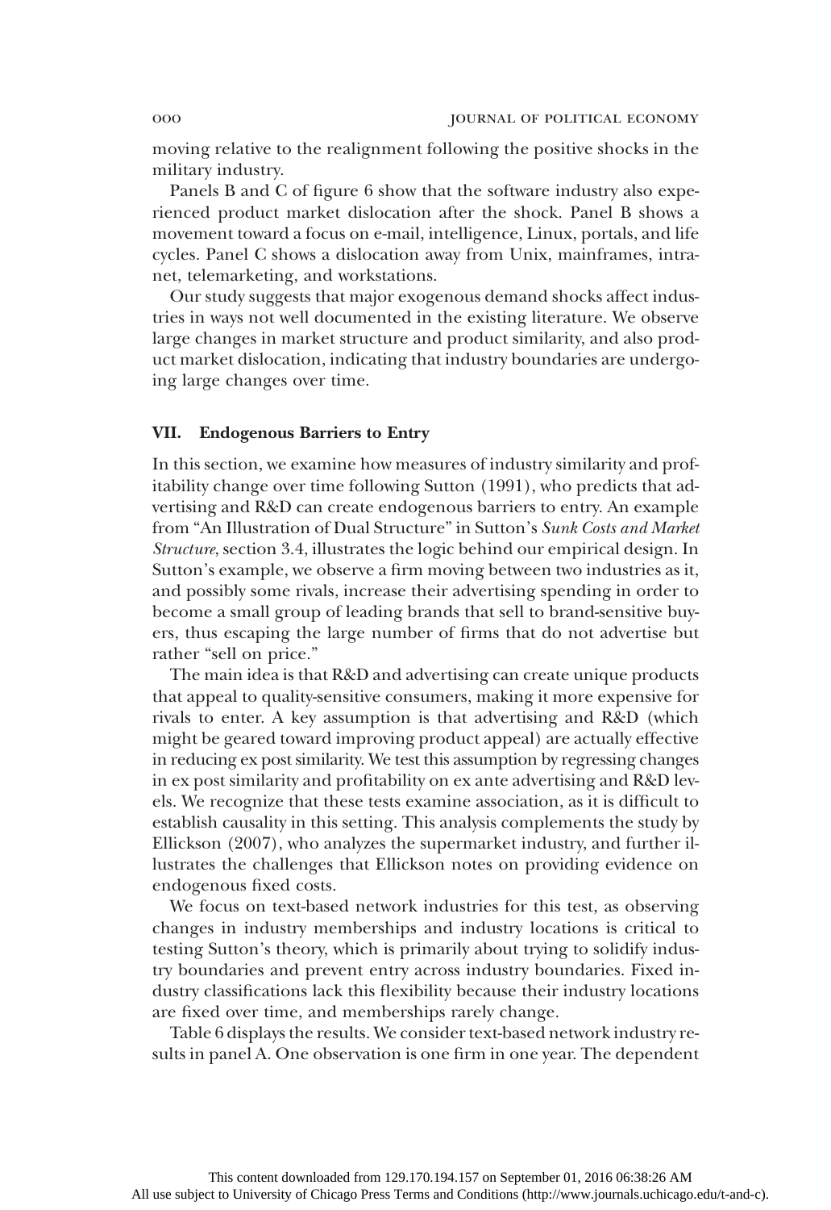moving relative to the realignment following the positive shocks in the military industry.

Panels B and C of figure 6 show that the software industry also experienced product market dislocation after the shock. Panel B shows a movement toward a focus on e-mail, intelligence, Linux, portals, and life cycles. Panel C shows a dislocation away from Unix, mainframes, intranet, telemarketing, and workstations.

Our study suggests that major exogenous demand shocks affect industries in ways not well documented in the existing literature. We observe large changes in market structure and product similarity, and also product market dislocation, indicating that industry boundaries are undergoing large changes over time.

## VII. Endogenous Barriers to Entry

In this section, we examine how measures of industry similarity and profitability change over time following Sutton (1991), who predicts that advertising and R&D can create endogenous barriers to entry. An example from "An Illustration of Dual Structure" in Sutton's *Sunk Costs and Market Structure*, section 3.4, illustrates the logic behind our empirical design. In Sutton's example, we observe a firm moving between two industries as it, and possibly some rivals, increase their advertising spending in order to become a small group of leading brands that sell to brand-sensitive buyers, thus escaping the large number of firms that do not advertise but rather "sell on price."

The main idea is that R&D and advertising can create unique products that appeal to quality-sensitive consumers, making it more expensive for rivals to enter. A key assumption is that advertising and R&D (which might be geared toward improving product appeal) are actually effective in reducing ex post similarity. We test this assumption by regressing changes in ex post similarity and profitability on ex ante advertising and R&D levels. We recognize that these tests examine association, as it is difficult to establish causality in this setting. This analysis complements the study by Ellickson (2007), who analyzes the supermarket industry, and further illustrates the challenges that Ellickson notes on providing evidence on endogenous fixed costs.

We focus on text-based network industries for this test, as observing changes in industry memberships and industry locations is critical to testing Sutton's theory, which is primarily about trying to solidify industry boundaries and prevent entry across industry boundaries. Fixed industry classifications lack this flexibility because their industry locations are fixed over time, and memberships rarely change.

Table 6 displays the results. We consider text-based network industry results in panel A. One observation is one firm in one year. The dependent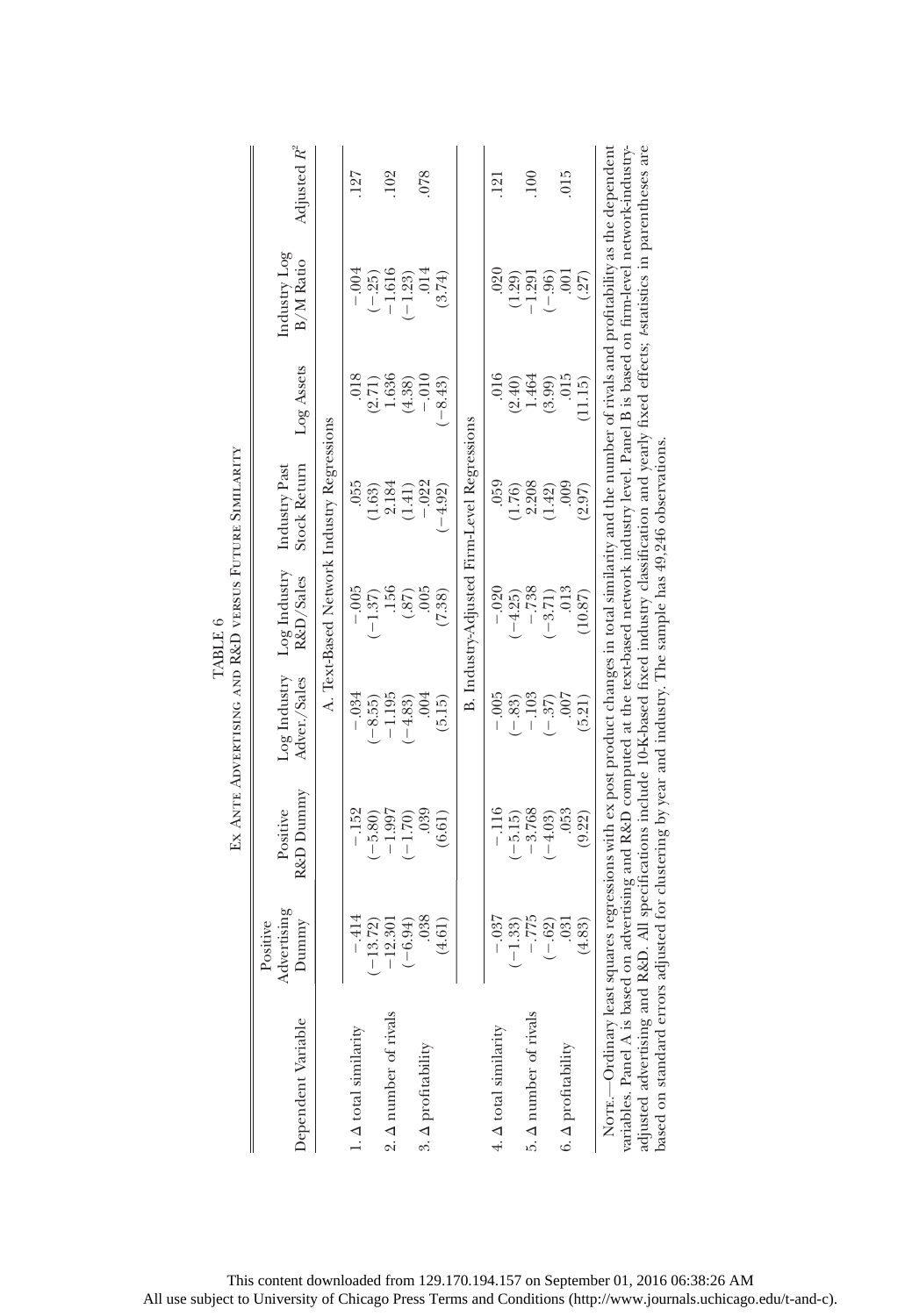TABLE 6

Ex Ante Advertising and R&D versus Future Similarity

| Dependent Variable | Positive Advertising Dummy | Positive R&D Dummy | Log Industry Adver./Sales | Log Industry R&D/Sales | Industry Past Stock Return | Log Assets | Industry Log B/M Ratio | Adjusted $R^2$ |
|---|---|---|---|---|---|---|---|---|
| | A. Text-Based Network Industry Regressions | | | | | | | |
| 1. Δ total similarity | −.414 | −.152 | −.034 | −.005 | .055 | .018 | −.004 | .127 |
| | (−13.72) | (−5.80) | (−8.55) | (−1.37) | (1.63) | (2.71) | (−.25) | |
| 2. Δ number of rivals | −12.301 | −1.997 | −1.195 | .156 | 2.184 | 1.636 | −1.616 | .102 |
| | (−6.94) | (−1.70) | (−4.83) | (.87) | (1.41) | (4.38) | (−1.23) | |
| 3. Δ profitability | .038 | .039 | .004 | .005 | −.022 | −.010 | .014 | .078 |
| | (4.61) | (6.61) | (5.15) | (7.38) | (−4.92) | (−8.43) | (3.74) | |
| | B. Industry-Adjusted Firm-Level Regressions | | | | | | | |
| 4. Δ total similarity | −.037 | −.116 | −.005 | −.020 | .059 | .016 | .020 | .121 |
| | (−1.33) | (−5.15) | (−.83) | (−4.25) | (1.76) | (2.40) | (1.29) | |
| 5. Δ number of rivals | −.775 | −3.768 | −.103 | −.738 | 2.208 | 1.464 | −1.291 | .100 |
| | (−.62) | (−4.03) | (−.37) | (−3.71) | (1.42) | (3.99) | (−.96) | |
| 6. Δ profitability | .031 | .053 | .007 | .013 | .009 | .015 | .001 | .015 |
| | (4.83) | (9.22) | (5.21) | (10.87) | (2.97) | (11.15) | (.27) | |

Note.—Ordinary least squares regressions with ex post product changes in total similarity and the number of rivals and profitability as the dependent variables. Panel A is based on advertising and R&D computed at the text-based network industry level. Panel B is based on firm-level network-industry-adjusted advertising and R&D. All specifications include 10-K-based fixed industry classification and yearly fixed effects; *t*-statistics in parentheses are based on standard errors adjusted for clustering by year and industry. The sample has 49,246 observations.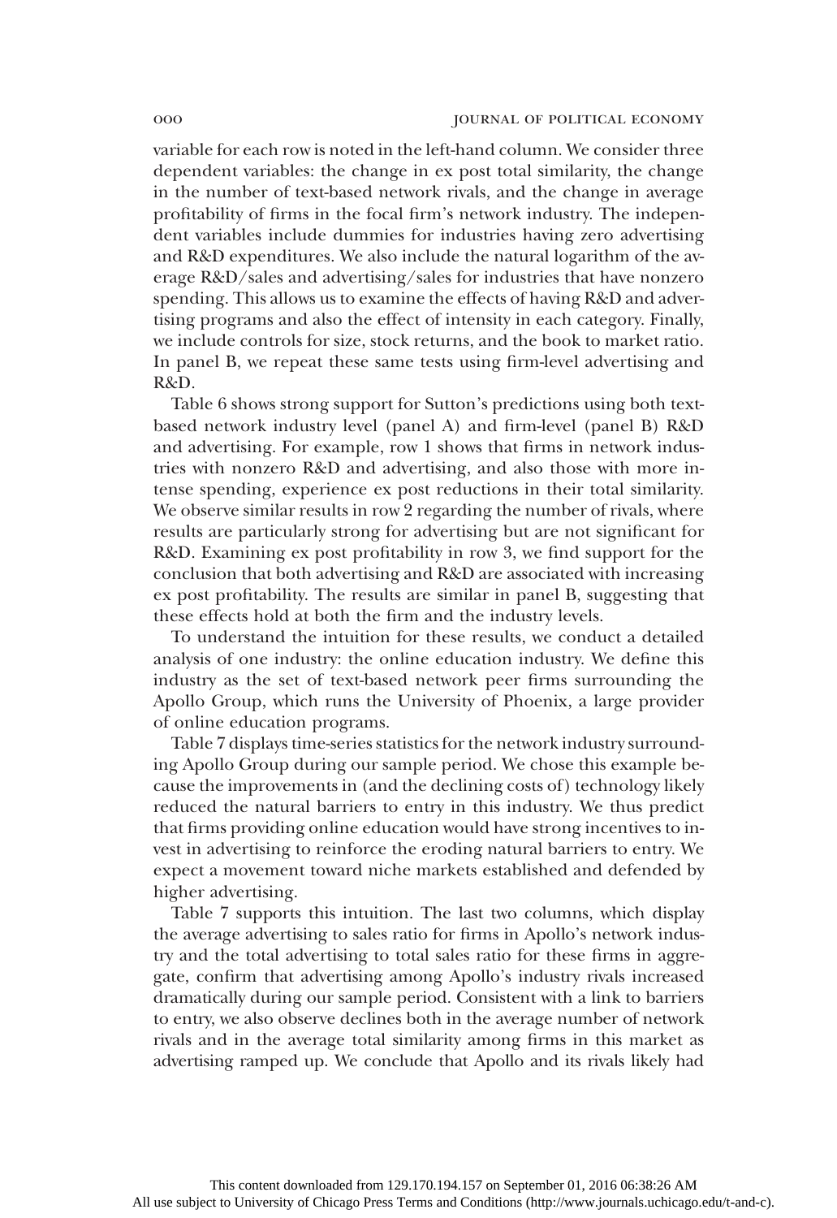variable for each row is noted in the left-hand column. We consider three dependent variables: the change in ex post total similarity, the change in the number of text-based network rivals, and the change in average profitability of firms in the focal firm's network industry. The independent variables include dummies for industries having zero advertising and R&D expenditures. We also include the natural logarithm of the average R&D/sales and advertising/sales for industries that have nonzero spending. This allows us to examine the effects of having R&D and advertising programs and also the effect of intensity in each category. Finally, we include controls for size, stock returns, and the book to market ratio. In panel B, we repeat these same tests using firm-level advertising and R&D.

Table 6 shows strong support for Sutton's predictions using both text-based network industry level (panel A) and firm-level (panel B) R&D and advertising. For example, row 1 shows that firms in network industries with nonzero R&D and advertising, and also those with more intense spending, experience ex post reductions in their total similarity. We observe similar results in row 2 regarding the number of rivals, where results are particularly strong for advertising but are not significant for R&D. Examining ex post profitability in row 3, we find support for the conclusion that both advertising and R&D are associated with increasing ex post profitability. The results are similar in panel B, suggesting that these effects hold at both the firm and the industry levels.

To understand the intuition for these results, we conduct a detailed analysis of one industry: the online education industry. We define this industry as the set of text-based network peer firms surrounding the Apollo Group, which runs the University of Phoenix, a large provider of online education programs.

Table 7 displays time-series statistics for the network industry surrounding Apollo Group during our sample period. We chose this example because the improvements in (and the declining costs of) technology likely reduced the natural barriers to entry in this industry. We thus predict that firms providing online education would have strong incentives to invest in advertising to reinforce the eroding natural barriers to entry. We expect a movement toward niche markets established and defended by higher advertising.

Table 7 supports this intuition. The last two columns, which display the average advertising to sales ratio for firms in Apollo's network industry and the total advertising to total sales ratio for these firms in aggregate, confirm that advertising among Apollo's industry rivals increased dramatically during our sample period. Consistent with a link to barriers to entry, we also observe declines both in the average number of network rivals and in the average total similarity among firms in this market as advertising ramped up. We conclude that Apollo and its rivals likely had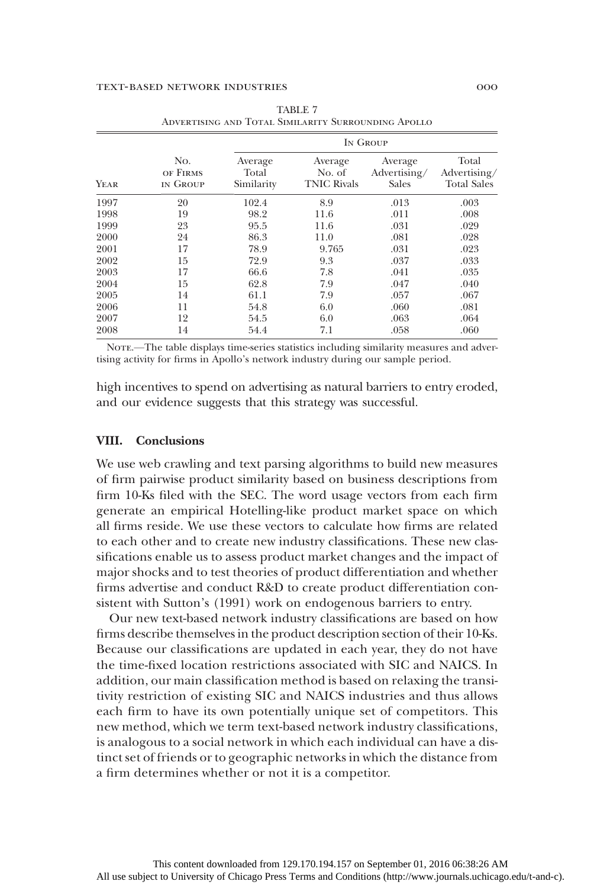TABLE 7

Advertising and Total Similarity Surrounding Apollo

| Year | No. of Firms in Group | In Group | | | |
|---|---|---|---|---|---|
| | | Average Total Similarity | Average No. of TNIC Rivals | Average Advertising/ Sales | Total Advertising/ Total Sales |
| 1997 | 20 | 102.4 | 8.9 | .013 | .003 |
| 1998 | 19 | 98.2 | 11.6 | .011 | .008 |
| 1999 | 23 | 95.5 | 11.6 | .031 | .029 |
| 2000 | 24 | 86.3 | 11.0 | .081 | .028 |
| 2001 | 17 | 78.9 | 9.765 | .031 | .023 |
| 2002 | 15 | 72.9 | 9.3 | .037 | .033 |
| 2003 | 17 | 66.6 | 7.8 | .041 | .035 |
| 2004 | 15 | 62.8 | 7.9 | .047 | .040 |
| 2005 | 14 | 61.1 | 7.9 | .057 | .067 |
| 2006 | 11 | 54.8 | 6.0 | .060 | .081 |
| 2007 | 12 | 54.5 | 6.0 | .063 | .064 |
| 2008 | 14 | 54.4 | 7.1 | .058 | .060 |

Note.—The table displays time-series statistics including similarity measures and advertising activity for firms in Apollo's network industry during our sample period.

high incentives to spend on advertising as natural barriers to entry eroded, and our evidence suggests that this strategy was successful.

## VIII. Conclusions

We use web crawling and text parsing algorithms to build new measures of firm pairwise product similarity based on business descriptions from firm 10-Ks filed with the SEC. The word usage vectors from each firm generate an empirical Hotelling-like product market space on which all firms reside. We use these vectors to calculate how firms are related to each other and to create new industry classifications. These new classifications enable us to assess product market changes and the impact of major shocks and to test theories of product differentiation and whether firms advertise and conduct R&D to create product differentiation consistent with Sutton's (1991) work on endogenous barriers to entry.

Our new text-based network industry classifications are based on how firms describe themselves in the product description section of their 10-Ks. Because our classifications are updated in each year, they do not have the time-fixed location restrictions associated with SIC and NAICS. In addition, our main classification method is based on relaxing the transitivity restriction of existing SIC and NAICS industries and thus allows each firm to have its own potentially unique set of competitors. This new method, which we term text-based network industry classifications, is analogous to a social network in which each individual can have a distinct set of friends or to geographic networks in which the distance from a firm determines whether or not it is a competitor.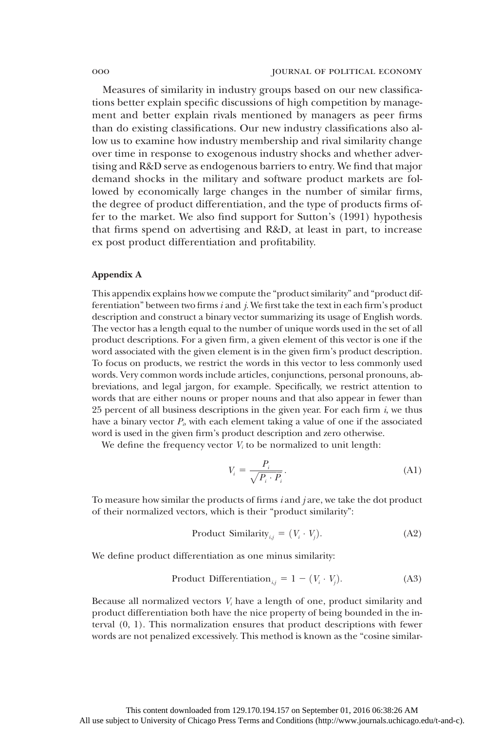Measures of similarity in industry groups based on our new classifications better explain specific discussions of high competition by management and better explain rivals mentioned by managers as peer firms than do existing classifications. Our new industry classifications also allow us to examine how industry membership and rival similarity change over time in response to exogenous industry shocks and whether advertising and R&D serve as endogenous barriers to entry. We find that major demand shocks in the military and software product markets are followed by economically large changes in the number of similar firms, the degree of product differentiation, and the type of products firms offer to the market. We also find support for Sutton's (1991) hypothesis that firms spend on advertising and R&D, at least in part, to increase ex post product differentiation and profitability.

## Appendix A

This appendix explains how we compute the "product similarity" and "product differentiation" between two firms $i$ and $j$. We first take the text in each firm's product description and construct a binary vector summarizing its usage of English words. The vector has a length equal to the number of unique words used in the set of all product descriptions. For a given firm, a given element of this vector is one if the word associated with the given element is in the given firm's product description. To focus on products, we restrict the words in this vector to less commonly used words. Very common words include articles, conjunctions, personal pronouns, abbreviations, and legal jargon, for example. Specifically, we restrict attention to words that are either nouns or proper nouns and that also appear in fewer than 25 percent of all business descriptions in the given year. For each firm $i$, we thus have a binary vector $P_i$, with each element taking a value of one if the associated word is used in the given firm's product description and zero otherwise.

We define the frequency vector $V_i$ to be normalized to unit length:

$$V_i = \frac{P_i}{\sqrt{P_i \cdot P_i}}. \tag{A1}$$

To measure how similar the products of firms $i$ and $j$ are, we take the dot product of their normalized vectors, which is their "product similarity":

$$\text{Product Similarity}_{i,j} = (V_i \cdot V_j). \tag{A2}$$

We define product differentiation as one minus similarity:

$$\text{Product Differentiation}_{i,j} = 1 - (V_i \cdot V_j). \tag{A3}$$

Because all normalized vectors $V_i$ have a length of one, product similarity and product differentiation both have the nice property of being bounded in the interval (0, 1). This normalization ensures that product descriptions with fewer words are not penalized excessively. This method is known as the "cosine similar-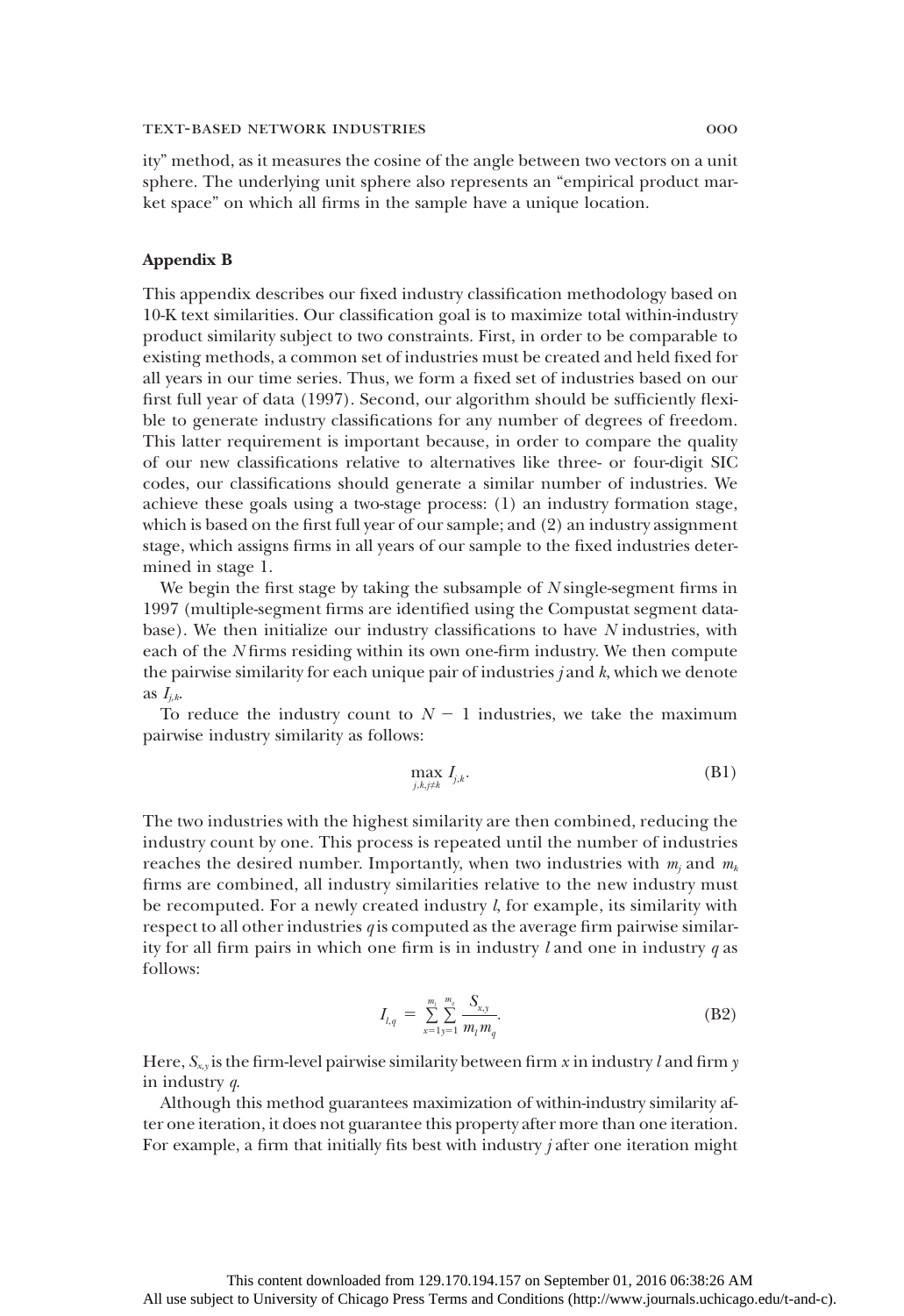ity" method, as it measures the cosine of the angle between two vectors on a unit sphere. The underlying unit sphere also represents an "empirical product market space" on which all firms in the sample have a unique location.

### Appendix B

This appendix describes our fixed industry classification methodology based on 10-K text similarities. Our classification goal is to maximize total within-industry product similarity subject to two constraints. First, in order to be comparable to existing methods, a common set of industries must be created and held fixed for all years in our time series. Thus, we form a fixed set of industries based on our first full year of data (1997). Second, our algorithm should be sufficiently flexible to generate industry classifications for any number of degrees of freedom. This latter requirement is important because, in order to compare the quality of our new classifications relative to alternatives like three- or four-digit SIC codes, our classifications should generate a similar number of industries. We achieve these goals using a two-stage process: (1) an industry formation stage, which is based on the first full year of our sample; and (2) an industry assignment stage, which assigns firms in all years of our sample to the fixed industries determined in stage 1.

We begin the first stage by taking the subsample of $N$ single-segment firms in 1997 (multiple-segment firms are identified using the Compustat segment database). We then initialize our industry classifications to have $N$ industries, with each of the $N$ firms residing within its own one-firm industry. We then compute the pairwise similarity for each unique pair of industries $j$ and $k$, which we denote as $I_{j,k}$.

To reduce the industry count to $N - 1$ industries, we take the maximum pairwise industry similarity as follows:

$$\max_{j,k,j\neq k} I_{j,k}. \tag{B1}$$

The two industries with the highest similarity are then combined, reducing the industry count by one. This process is repeated until the number of industries reaches the desired number. Importantly, when two industries with $m_j$ and $m_k$ firms are combined, all industry similarities relative to the new industry must be recomputed. For a newly created industry $l$, for example, its similarity with respect to all other industries $q$ is computed as the average firm pairwise similarity for all firm pairs in which one firm is in industry $l$ and one in industry $q$ as follows:

$$I_{l,q} = \sum_{x=1}^{m_l} \sum_{y=1}^{m_q} \frac{S_{x,y}}{m_l m_q}. \tag{B2}$$

Here, $S_{x,y}$ is the firm-level pairwise similarity between firm $x$ in industry $l$ and firm $y$ in industry $q$.

Although this method guarantees maximization of within-industry similarity after one iteration, it does not guarantee this property after more than one iteration. For example, a firm that initially fits best with industry $j$ after one iteration might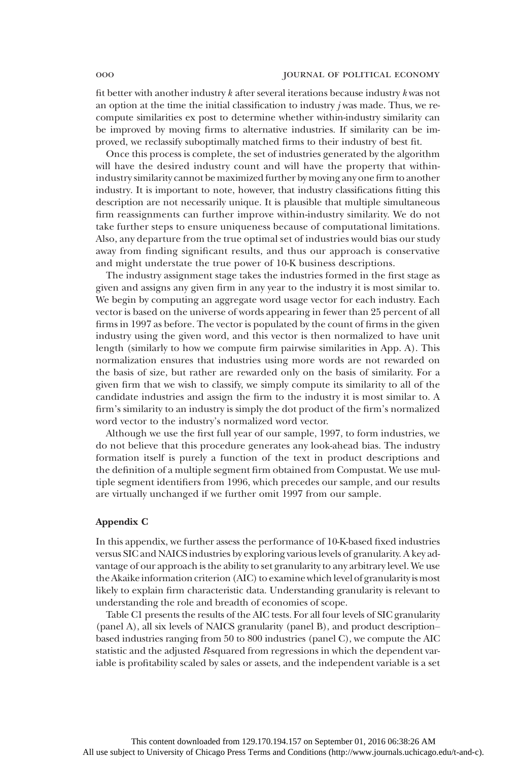fit better with another industry *k* after several iterations because industry *k* was not an option at the time the initial classification to industry *j* was made. Thus, we recompute similarities ex post to determine whether within-industry similarity can be improved by moving firms to alternative industries. If similarity can be improved, we reclassify suboptimally matched firms to their industry of best fit.

Once this process is complete, the set of industries generated by the algorithm will have the desired industry count and will have the property that within-industry similarity cannot be maximized further by moving any one firm to another industry. It is important to note, however, that industry classifications fitting this description are not necessarily unique. It is plausible that multiple simultaneous firm reassignments can further improve within-industry similarity. We do not take further steps to ensure uniqueness because of computational limitations. Also, any departure from the true optimal set of industries would bias our study away from finding significant results, and thus our approach is conservative and might understate the true power of 10-K business descriptions.

The industry assignment stage takes the industries formed in the first stage as given and assigns any given firm in any year to the industry it is most similar to. We begin by computing an aggregate word usage vector for each industry. Each vector is based on the universe of words appearing in fewer than 25 percent of all firms in 1997 as before. The vector is populated by the count of firms in the given industry using the given word, and this vector is then normalized to have unit length (similarly to how we compute firm pairwise similarities in App. A). This normalization ensures that industries using more words are not rewarded on the basis of size, but rather are rewarded only on the basis of similarity. For a given firm that we wish to classify, we simply compute its similarity to all of the candidate industries and assign the firm to the industry it is most similar to. A firm's similarity to an industry is simply the dot product of the firm's normalized word vector to the industry's normalized word vector.

Although we use the first full year of our sample, 1997, to form industries, we do not believe that this procedure generates any look-ahead bias. The industry formation itself is purely a function of the text in product descriptions and the definition of a multiple segment firm obtained from Compustat. We use multiple segment identifiers from 1996, which precedes our sample, and our results are virtually unchanged if we further omit 1997 from our sample.

## Appendix C

In this appendix, we further assess the performance of 10-K-based fixed industries versus SIC and NAICS industries by exploring various levels of granularity. A key advantage of our approach is the ability to set granularity to any arbitrary level. We use the Akaike information criterion (AIC) to examine which level of granularity is most likely to explain firm characteristic data. Understanding granularity is relevant to understanding the role and breadth of economies of scope.

Table C1 presents the results of the AIC tests. For all four levels of SIC granularity (panel A), all six levels of NAICS granularity (panel B), and product description–based industries ranging from 50 to 800 industries (panel C), we compute the AIC statistic and the adjusted *R*-squared from regressions in which the dependent variable is profitability scaled by sales or assets, and the independent variable is a set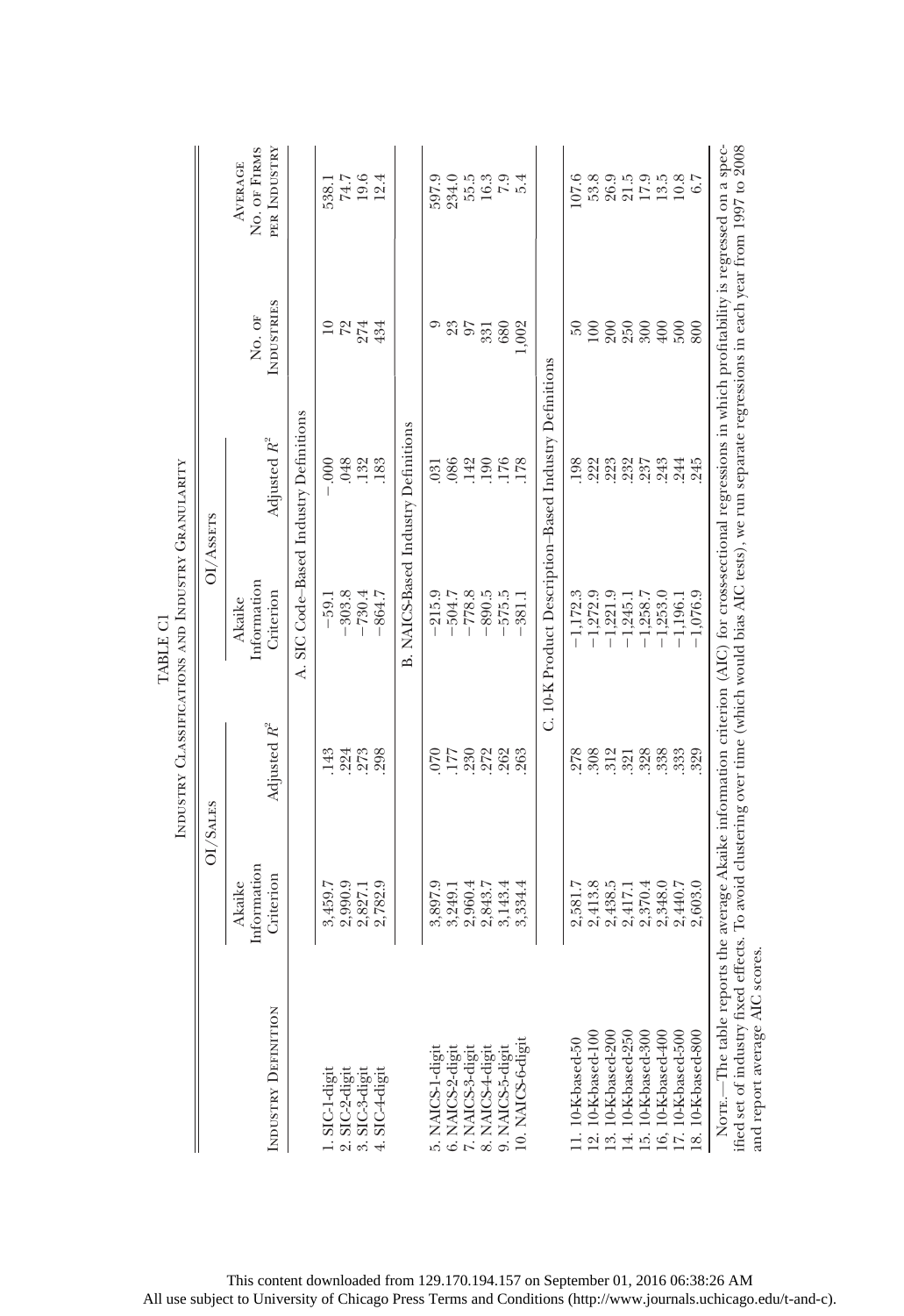TABLE C1

Industry Classifications and Industry Granularity

| Industry Definition | OI/Sales | | OI/Assets | | No. of Industries | Average No. of Firms per Industry |
|---|---|---|---|---|---|---|
| | Akaike Information Criterion | Adjusted $R^2$ | Akaike Information Criterion | Adjusted $R^2$ | | |
| | | | A. SIC Code–Based Industry Definitions | | | |
| 1. SIC-1-digit | 3,459.7 | .143 | −59.1 | −.000 | 10 | 538.1 |
| 2. SIC-2-digit | 2,990.9 | .224 | −303.8 | .048 | 72 | 74.7 |
| 3. SIC-3-digit | 2,827.1 | .273 | −730.4 | .132 | 274 | 19.6 |
| 4. SIC-4-digit | 2,782.9 | .298 | −864.7 | .183 | 434 | 12.4 |
| | | | B. NAICS-Based Industry Definitions | | | |
| 5. NAICS-1-digit | 3,897.9 | .070 | −215.9 | .031 | 9 | 597.9 |
| 6. NAICS-2-digit | 3,249.1 | .177 | −504.7 | .086 | 23 | 234.0 |
| 7. NAICS-3-digit | 2,960.4 | .230 | −778.8 | .142 | 97 | 55.5 |
| 8. NAICS-4-digit | 2,843.7 | .272 | −890.5 | .190 | 331 | 16.3 |
| 9. NAICS-5-digit | 3,143.4 | .262 | −575.5 | .176 | 680 | 7.9 |
| 10. NAICS-6-digit | 3,334.4 | .263 | −381.1 | .178 | 1,002 | 5.4 |
| | | | C. 10-K Product Description–Based Industry Definitions | | | |
| 11. 10-K-based-50 | 2,581.7 | .278 | −1,172.3 | .198 | 50 | 107.6 |
| 12. 10-K-based-100 | 2,413.8 | .308 | −1,272.9 | .222 | 100 | 53.8 |
| 13. 10-K-based-200 | 2,438.5 | .312 | −1,221.9 | .223 | 200 | 26.9 |
| 14. 10-K-based-250 | 2,417.1 | .321 | −1,245.1 | .232 | 250 | 21.5 |
| 15. 10-K-based-300 | 2,370.4 | .328 | −1,258.7 | .237 | 300 | 17.9 |
| 16. 10-K-based-400 | 2,348.0 | .338 | −1,253.0 | .243 | 400 | 13.5 |
| 17. 10-K-based-500 | 2,440.7 | .333 | −1,196.1 | .244 | 500 | 10.8 |
| 18. 10-K-based-800 | 2,603.0 | .329 | −1,076.9 | .245 | 800 | 6.7 |

Note.—The table reports the average Akaike information criterion (AIC) for cross-sectional regressions in which profitability is regressed on a specified set of industry fixed effects. To avoid clustering over time (which would bias AIC tests), we run separate regressions in each year from 1997 to 2008 and report average AIC scores.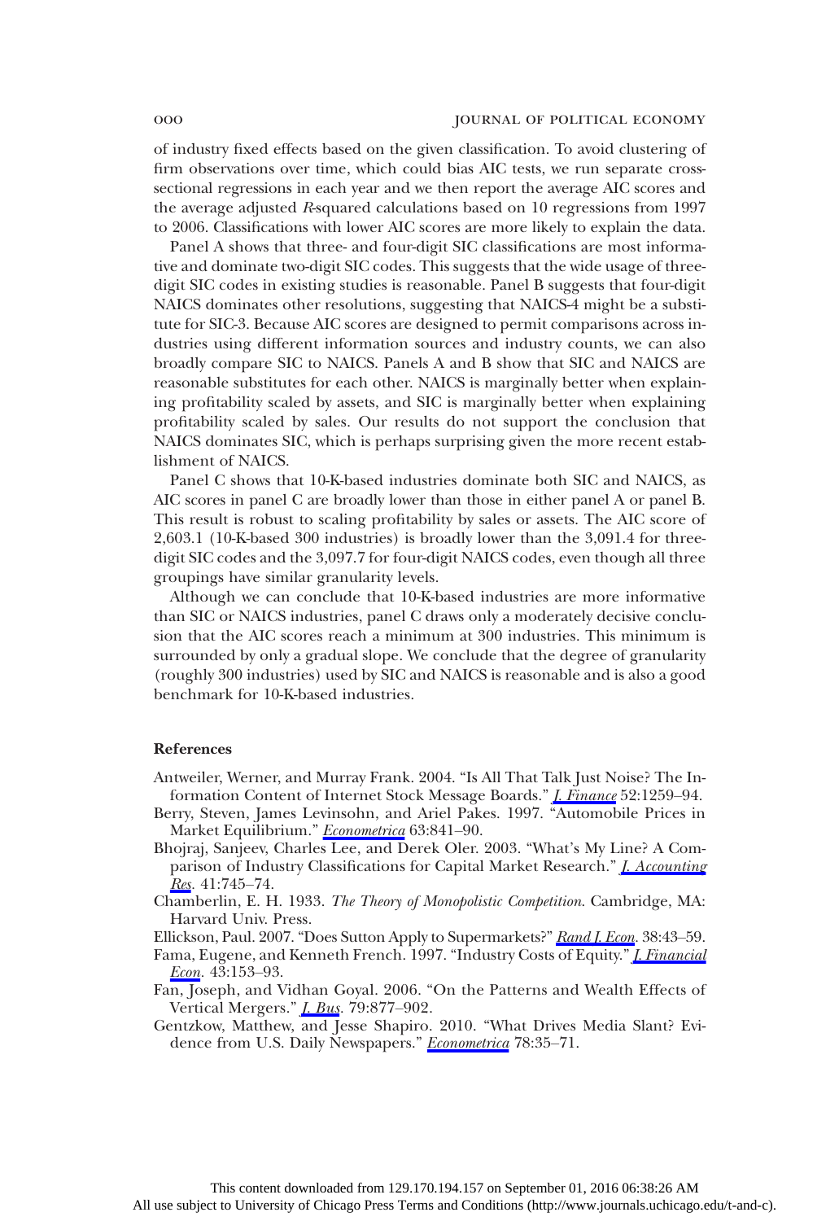of industry fixed effects based on the given classification. To avoid clustering of firm observations over time, which could bias AIC tests, we run separate cross-sectional regressions in each year and we then report the average AIC scores and the average adjusted $R$-squared calculations based on 10 regressions from 1997 to 2006. Classifications with lower AIC scores are more likely to explain the data.

Panel A shows that three- and four-digit SIC classifications are most informative and dominate two-digit SIC codes. This suggests that the wide usage of three-digit SIC codes in existing studies is reasonable. Panel B suggests that four-digit NAICS dominates other resolutions, suggesting that NAICS-4 might be a substitute for SIC-3. Because AIC scores are designed to permit comparisons across industries using different information sources and industry counts, we can also broadly compare SIC to NAICS. Panels A and B show that SIC and NAICS are reasonable substitutes for each other. NAICS is marginally better when explaining profitability scaled by assets, and SIC is marginally better when explaining profitability scaled by sales. Our results do not support the conclusion that NAICS dominates SIC, which is perhaps surprising given the more recent establishment of NAICS.

Panel C shows that 10-K-based industries dominate both SIC and NAICS, as AIC scores in panel C are broadly lower than those in either panel A or panel B. This result is robust to scaling profitability by sales or assets. The AIC score of 2,603.1 (10-K-based 300 industries) is broadly lower than the 3,091.4 for three-digit SIC codes and the 3,097.7 for four-digit NAICS codes, even though all three groupings have similar granularity levels.

Although we can conclude that 10-K-based industries are more informative than SIC or NAICS industries, panel C draws only a moderately decisive conclusion that the AIC scores reach a minimum at 300 industries. This minimum is surrounded by only a gradual slope. We conclude that the degree of granularity (roughly 300 industries) used by SIC and NAICS is reasonable and is also a good benchmark for 10-K-based industries.

### References

Antweiler, Werner, and Murray Frank. 2004. "Is All That Talk Just Noise? The Information Content of Internet Stock Message Boards." *J. Finance* 52:1259–94.

Berry, Steven, James Levinsohn, and Ariel Pakes. 1997. "Automobile Prices in Market Equilibrium." *Econometrica* 63:841–90.

Bhojraj, Sanjeev, Charles Lee, and Derek Oler. 2003. "What's My Line? A Comparison of Industry Classifications for Capital Market Research." *J. Accounting Res.* 41:745–74.

Chamberlin, E. H. 1933. *The Theory of Monopolistic Competition.* Cambridge, MA: Harvard Univ. Press.

Ellickson, Paul. 2007. "Does Sutton Apply to Supermarkets?" *Rand J. Econ.* 38:43–59.

Fama, Eugene, and Kenneth French. 1997. "Industry Costs of Equity." *J. Financial Econ.* 43:153–93.

Fan, Joseph, and Vidhan Goyal. 2006. "On the Patterns and Wealth Effects of Vertical Mergers." *J. Bus.* 79:877–902.

Gentzkow, Matthew, and Jesse Shapiro. 2010. "What Drives Media Slant? Evidence from U.S. Daily Newspapers." *Econometrica* 78:35–71.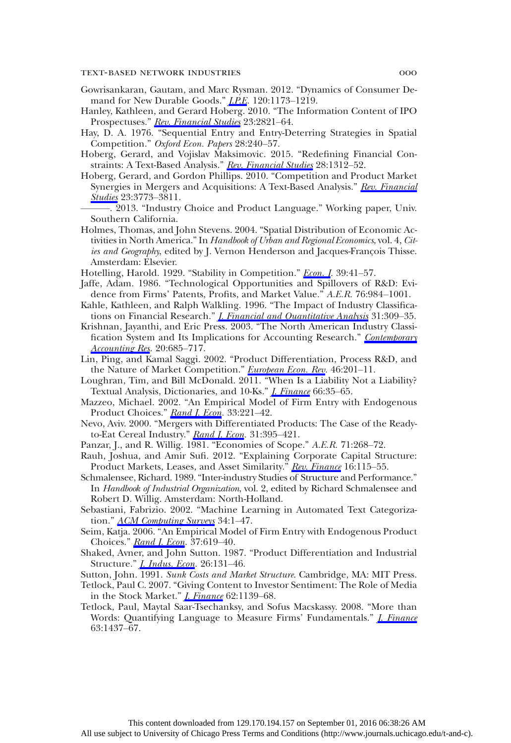Gowrisankaran, Gautam, and Marc Rysman. 2012. "Dynamics of Consumer Demand for New Durable Goods." *J.P.E.* 120:1173–1219.

Hanley, Kathleen, and Gerard Hoberg. 2010. "The Information Content of IPO Prospectuses." *Rev. Financial Studies* 23:2821–64.

Hay, D. A. 1976. "Sequential Entry and Entry-Deterring Strategies in Spatial Competition." *Oxford Econ. Papers* 28:240–57.

Hoberg, Gerard, and Vojislav Maksimovic. 2015. "Redefining Financial Constraints: A Text-Based Analysis." *Rev. Financial Studies* 28:1312–52.

Hoberg, Gerard, and Gordon Phillips. 2010. "Competition and Product Market Synergies in Mergers and Acquisitions: A Text-Based Analysis." *Rev. Financial Studies* 23:3773–3811.

———. 2013. "Industry Choice and Product Language." Working paper, Univ. Southern California.

Holmes, Thomas, and John Stevens. 2004. "Spatial Distribution of Economic Activities in North America." In *Handbook of Urban and Regional Economics*, vol. 4, *Cities and Geography*, edited by J. Vernon Henderson and Jacques-François Thisse. Amsterdam: Elsevier.

Hotelling, Harold. 1929. "Stability in Competition." *Econ. J.* 39:41–57.

Jaffe, Adam. 1986. "Technological Opportunities and Spillovers of R&D: Evidence from Firms' Patents, Profits, and Market Value." *A.E.R.* 76:984–1001.

Kahle, Kathleen, and Ralph Walkling. 1996. "The Impact of Industry Classifications on Financial Research." *J. Financial and Quantitative Analysis* 31:309–35.

Krishnan, Jayanthi, and Eric Press. 2003. "The North American Industry Classification System and Its Implications for Accounting Research." *Contemporary Accounting Res.* 20:685–717.

Lin, Ping, and Kamal Saggi. 2002. "Product Differentiation, Process R&D, and the Nature of Market Competition." *European Econ. Rev.* 46:201–11.

Loughran, Tim, and Bill McDonald. 2011. "When Is a Liability Not a Liability? Textual Analysis, Dictionaries, and 10-Ks." *J. Finance* 66:35–65.

Mazzeo, Michael. 2002. "An Empirical Model of Firm Entry with Endogenous Product Choices." *Rand J. Econ.* 33:221–42.

Nevo, Aviv. 2000. "Mergers with Differentiated Products: The Case of the Ready-to-Eat Cereal Industry." *Rand J. Econ.* 31:395–421.

Panzar, J., and R. Willig. 1981. "Economies of Scope." *A.E.R.* 71:268–72.

Rauh, Joshua, and Amir Sufi. 2012. "Explaining Corporate Capital Structure: Product Markets, Leases, and Asset Similarity." *Rev. Finance* 16:115–55.

Schmalensee, Richard. 1989. "Inter-industry Studies of Structure and Performance." In *Handbook of Industrial Organization*, vol. 2, edited by Richard Schmalensee and Robert D. Willig. Amsterdam: North-Holland.

Sebastiani, Fabrizio. 2002. "Machine Learning in Automated Text Categorization." *ACM Computing Surveys* 34:1–47.

Seim, Katja. 2006. "An Empirical Model of Firm Entry with Endogenous Product Choices." *Rand J. Econ.* 37:619–40.

Shaked, Avner, and John Sutton. 1987. "Product Differentiation and Industrial Structure." *J. Indus. Econ.* 26:131–46.

Sutton, John. 1991. *Sunk Costs and Market Structure*. Cambridge, MA: MIT Press.

Tetlock, Paul C. 2007. "Giving Content to Investor Sentiment: The Role of Media in the Stock Market." *J. Finance* 62:1139–68.

Tetlock, Paul, Maytal Saar-Tsechanksy, and Sofus Macskassy. 2008. "More than Words: Quantifying Language to Measure Firms' Fundamentals." *J. Finance* 63:1437–67.